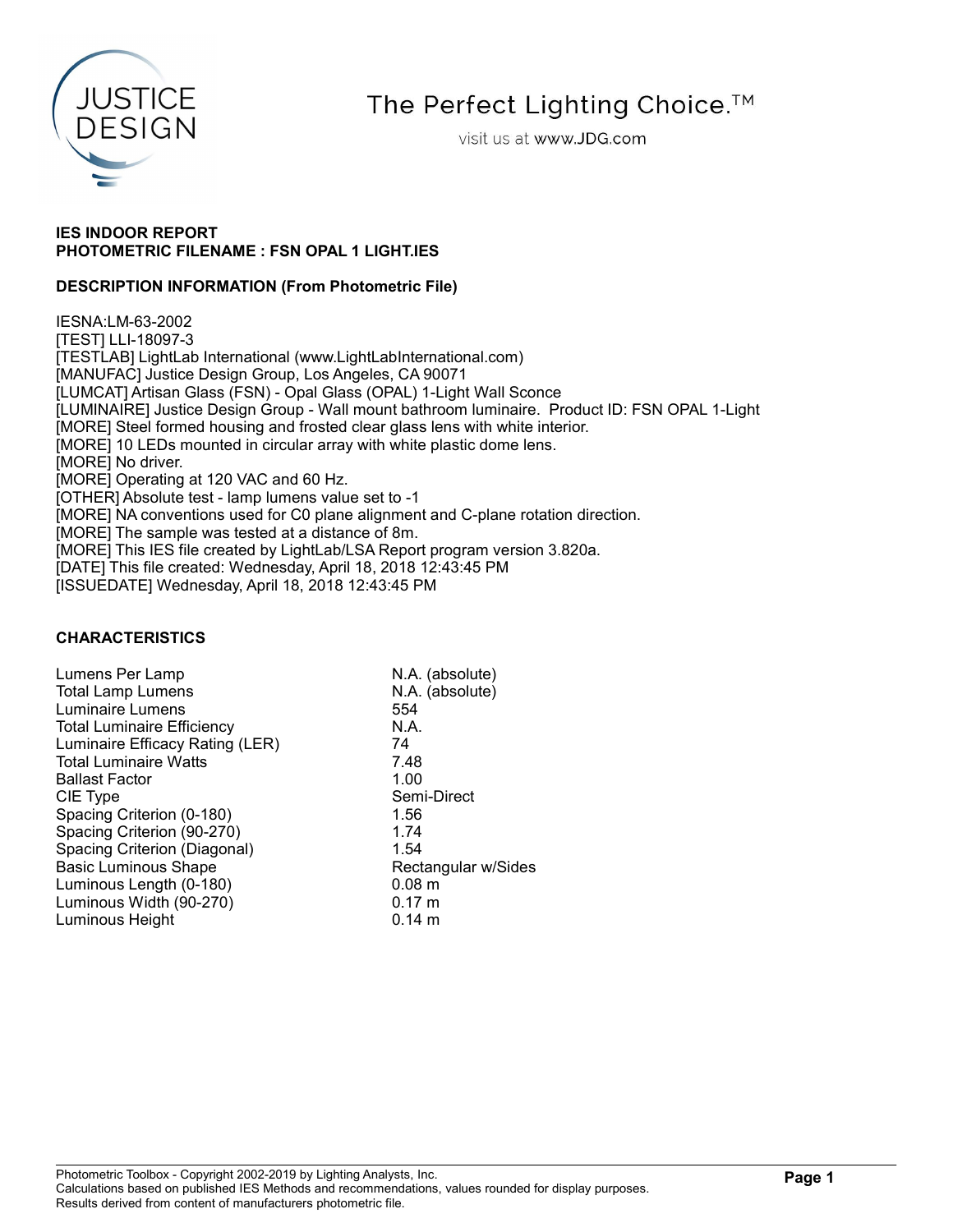The Perfect Lighting Choice.™

visit us at www.JDG.com

**IES INDOOR REPORT**
**PHOTOMETRIC FILENAME : FSN OPAL 1 LIGHT.IES**

**DESCRIPTION INFORMATION (From Photometric File)**

IESNA:LM-63-2002
[TEST] LLI-18097-3
[TESTLAB] LightLab International (www.LightLabInternational.com)
[MANUFAC] Justice Design Group, Los Angeles, CA 90071
[LUMCAT] Artisan Glass (FSN) - Opal Glass (OPAL) 1-Light Wall Sconce
[LUMINAIRE] Justice Design Group - Wall mount bathroom luminaire. Product ID: FSN OPAL 1-Light
[MORE] Steel formed housing and frosted clear glass lens with white interior.
[MORE] 10 LEDs mounted in circular array with white plastic dome lens.
[MORE] No driver.
[MORE] Operating at 120 VAC and 60 Hz.
[OTHER] Absolute test - lamp lumens value set to -1
[MORE] NA conventions used for C0 plane alignment and C-plane rotation direction.
[MORE] The sample was tested at a distance of 8m.
[MORE] This IES file created by LightLab/LSA Report program version 3.820a.
[DATE] This file created: Wednesday, April 18, 2018 12:43:45 PM
[ISSUEDATE] Wednesday, April 18, 2018 12:43:45 PM

**CHARACTERISTICS**

| | |
|---|---|
| Lumens Per Lamp | N.A. (absolute) |
| Total Lamp Lumens | N.A. (absolute) |
| Luminaire Lumens | 554 |
| Total Luminaire Efficiency | N.A. |
| Luminaire Efficacy Rating (LER) | 74 |
| Total Luminaire Watts | 7.48 |
| Ballast Factor | 1.00 |
| CIE Type | Semi-Direct |
| Spacing Criterion (0-180) | 1.56 |
| Spacing Criterion (90-270) | 1.74 |
| Spacing Criterion (Diagonal) | 1.54 |
| Basic Luminous Shape | Rectangular w/Sides |
| Luminous Length (0-180) | 0.08 m |
| Luminous Width (90-270) | 0.17 m |
| Luminous Height | 0.14 m |

Photometric Toolbox - Copyright 2002-2019 by Lighting Analysts, Inc.
Calculations based on published IES Methods and recommendations, values rounded for display purposes.
Results derived from content of manufacturers photometric file.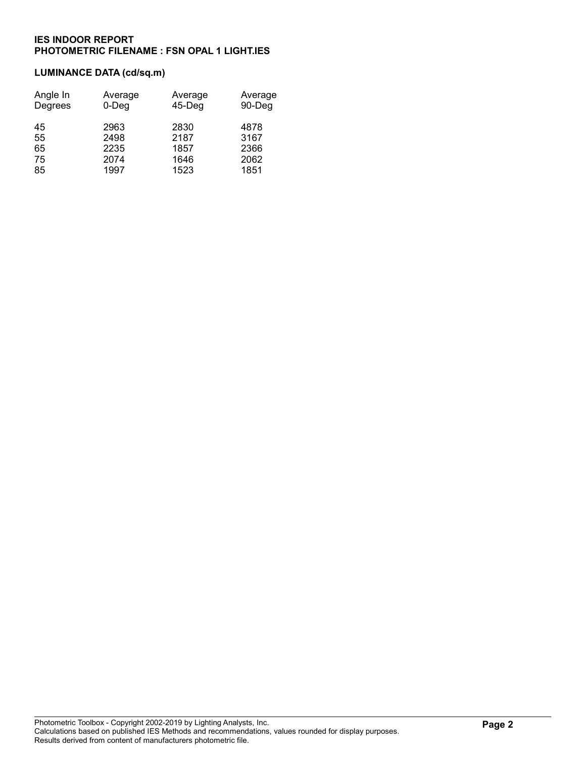**IES INDOOR REPORT**
**PHOTOMETRIC FILENAME : FSN OPAL 1 LIGHT.IES**

## LUMINANCE DATA (cd/sq.m)

| Angle In Degrees | Average 0-Deg | Average 45-Deg | Average 90-Deg |
|---|---|---|---|
| 45 | 2963 | 2830 | 4878 |
| 55 | 2498 | 2187 | 3167 |
| 65 | 2235 | 1857 | 2366 |
| 75 | 2074 | 1646 | 2062 |
| 85 | 1997 | 1523 | 1851 |

Photometric Toolbox - Copyright 2002-2019 by Lighting Analysts, Inc.
Calculations based on published IES Methods and recommendations, values rounded for display purposes.
Results derived from content of manufacturers photometric file.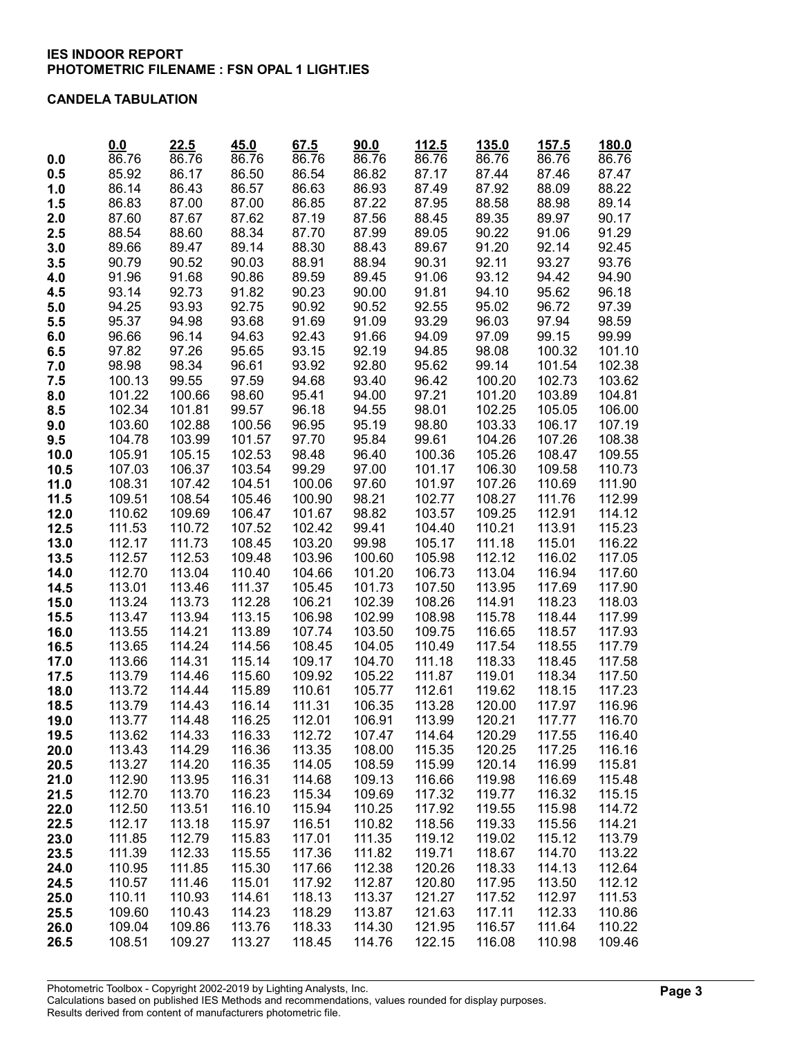**IES INDOOR REPORT**
**PHOTOMETRIC FILENAME : FSN OPAL 1 LIGHT.IES**

**CANDELA TABULATION**

| | 0.0 | 22.5 | 45.0 | 67.5 | 90.0 | 112.5 | 135.0 | 157.5 | 180.0 |
|---|---|---|---|---|---|---|---|---|---|
| **0.0** | 86.76 | 86.76 | 86.76 | 86.76 | 86.76 | 86.76 | 86.76 | 86.76 | 86.76 |
| **0.5** | 85.92 | 86.17 | 86.50 | 86.54 | 86.82 | 87.17 | 87.44 | 87.46 | 87.47 |
| **1.0** | 86.14 | 86.43 | 86.57 | 86.63 | 86.93 | 87.49 | 87.92 | 88.09 | 88.22 |
| **1.5** | 86.83 | 87.00 | 87.00 | 86.85 | 87.22 | 87.95 | 88.58 | 88.98 | 89.14 |
| **2.0** | 87.60 | 87.67 | 87.62 | 87.19 | 87.56 | 88.45 | 89.35 | 89.97 | 90.17 |
| **2.5** | 88.54 | 88.60 | 88.34 | 87.70 | 87.99 | 89.05 | 90.22 | 91.06 | 91.29 |
| **3.0** | 89.66 | 89.47 | 89.14 | 88.30 | 88.43 | 89.67 | 91.20 | 92.14 | 92.45 |
| **3.5** | 90.79 | 90.52 | 90.03 | 88.91 | 88.94 | 90.31 | 92.11 | 93.27 | 93.76 |
| **4.0** | 91.96 | 91.68 | 90.86 | 89.59 | 89.45 | 91.06 | 93.12 | 94.42 | 94.90 |
| **4.5** | 93.14 | 92.73 | 91.82 | 90.23 | 90.00 | 91.81 | 94.10 | 95.62 | 96.18 |
| **5.0** | 94.25 | 93.93 | 92.75 | 90.92 | 90.52 | 92.55 | 95.02 | 96.72 | 97.39 |
| **5.5** | 95.37 | 94.98 | 93.68 | 91.69 | 91.09 | 93.29 | 96.03 | 97.94 | 98.59 |
| **6.0** | 96.66 | 96.14 | 94.63 | 92.43 | 91.66 | 94.09 | 97.09 | 99.15 | 99.99 |
| **6.5** | 97.82 | 97.26 | 95.65 | 93.15 | 92.19 | 94.85 | 98.08 | 100.32 | 101.10 |
| **7.0** | 98.98 | 98.34 | 96.61 | 93.92 | 92.80 | 95.62 | 99.14 | 101.54 | 102.38 |
| **7.5** | 100.13 | 99.55 | 97.59 | 94.68 | 93.40 | 96.42 | 100.20 | 102.73 | 103.62 |
| **8.0** | 101.22 | 100.66 | 98.60 | 95.41 | 94.00 | 97.21 | 101.20 | 103.89 | 104.81 |
| **8.5** | 102.34 | 101.81 | 99.57 | 96.18 | 94.55 | 98.01 | 102.25 | 105.05 | 106.00 |
| **9.0** | 103.60 | 102.88 | 100.56 | 96.95 | 95.19 | 98.80 | 103.33 | 106.17 | 107.19 |
| **9.5** | 104.78 | 103.99 | 101.57 | 97.70 | 95.84 | 99.61 | 104.26 | 107.26 | 108.38 |
| **10.0** | 105.91 | 105.15 | 102.53 | 98.48 | 96.40 | 100.36 | 105.26 | 108.47 | 109.55 |
| **10.5** | 107.03 | 106.37 | 103.54 | 99.29 | 97.00 | 101.17 | 106.30 | 109.58 | 110.73 |
| **11.0** | 108.31 | 107.42 | 104.51 | 100.06 | 97.60 | 101.97 | 107.26 | 110.69 | 111.90 |
| **11.5** | 109.51 | 108.54 | 105.46 | 100.90 | 98.21 | 102.77 | 108.27 | 111.76 | 112.99 |
| **12.0** | 110.62 | 109.69 | 106.47 | 101.67 | 98.82 | 103.57 | 109.25 | 112.91 | 114.12 |
| **12.5** | 111.53 | 110.72 | 107.52 | 102.42 | 99.41 | 104.40 | 110.21 | 113.91 | 115.23 |
| **13.0** | 112.17 | 111.73 | 108.45 | 103.20 | 99.98 | 105.17 | 111.18 | 115.01 | 116.22 |
| **13.5** | 112.57 | 112.53 | 109.48 | 103.96 | 100.60 | 105.98 | 112.12 | 116.02 | 117.05 |
| **14.0** | 112.70 | 113.04 | 110.40 | 104.66 | 101.20 | 106.73 | 113.04 | 116.94 | 117.60 |
| **14.5** | 113.01 | 113.46 | 111.37 | 105.45 | 101.73 | 107.50 | 113.95 | 117.69 | 117.90 |
| **15.0** | 113.24 | 113.73 | 112.28 | 106.21 | 102.39 | 108.26 | 114.91 | 118.23 | 118.03 |
| **15.5** | 113.47 | 113.94 | 113.15 | 106.98 | 102.99 | 108.98 | 115.78 | 118.44 | 117.99 |
| **16.0** | 113.55 | 114.21 | 113.89 | 107.74 | 103.50 | 109.75 | 116.65 | 118.57 | 117.93 |
| **16.5** | 113.65 | 114.24 | 114.56 | 108.45 | 104.05 | 110.49 | 117.54 | 118.55 | 117.79 |
| **17.0** | 113.66 | 114.31 | 115.14 | 109.17 | 104.70 | 111.18 | 118.33 | 118.45 | 117.58 |
| **17.5** | 113.79 | 114.46 | 115.60 | 109.92 | 105.22 | 111.87 | 119.01 | 118.34 | 117.50 |
| **18.0** | 113.72 | 114.44 | 115.89 | 110.61 | 105.77 | 112.61 | 119.62 | 118.15 | 117.23 |
| **18.5** | 113.79 | 114.43 | 116.14 | 111.31 | 106.35 | 113.28 | 120.00 | 117.97 | 116.96 |
| **19.0** | 113.77 | 114.48 | 116.25 | 112.01 | 106.91 | 113.99 | 120.21 | 117.77 | 116.70 |
| **19.5** | 113.62 | 114.33 | 116.33 | 112.72 | 107.47 | 114.64 | 120.29 | 117.55 | 116.40 |
| **20.0** | 113.43 | 114.29 | 116.36 | 113.35 | 108.00 | 115.35 | 120.25 | 117.25 | 116.16 |
| **20.5** | 113.27 | 114.20 | 116.35 | 114.05 | 108.59 | 115.99 | 120.14 | 116.99 | 115.81 |
| **21.0** | 112.90 | 113.95 | 116.31 | 114.68 | 109.13 | 116.66 | 119.98 | 116.69 | 115.48 |
| **21.5** | 112.70 | 113.70 | 116.23 | 115.34 | 109.69 | 117.32 | 119.77 | 116.32 | 115.15 |
| **22.0** | 112.50 | 113.51 | 116.10 | 115.94 | 110.25 | 117.92 | 119.55 | 115.98 | 114.72 |
| **22.5** | 112.17 | 113.18 | 115.97 | 116.51 | 110.82 | 118.56 | 119.33 | 115.56 | 114.21 |
| **23.0** | 111.85 | 112.79 | 115.83 | 117.01 | 111.35 | 119.12 | 119.02 | 115.12 | 113.79 |
| **23.5** | 111.39 | 112.33 | 115.55 | 117.36 | 111.82 | 119.71 | 118.67 | 114.70 | 113.22 |
| **24.0** | 110.95 | 111.85 | 115.30 | 117.66 | 112.38 | 120.26 | 118.33 | 114.13 | 112.64 |
| **24.5** | 110.57 | 111.46 | 115.01 | 117.92 | 112.87 | 120.80 | 117.95 | 113.50 | 112.12 |
| **25.0** | 110.11 | 110.93 | 114.61 | 118.13 | 113.37 | 121.27 | 117.52 | 112.97 | 111.53 |
| **25.5** | 109.60 | 110.43 | 114.23 | 118.29 | 113.87 | 121.63 | 117.11 | 112.33 | 110.86 |
| **26.0** | 109.04 | 109.86 | 113.76 | 118.33 | 114.30 | 121.95 | 116.57 | 111.64 | 110.22 |
| **26.5** | 108.51 | 109.27 | 113.27 | 118.45 | 114.76 | 122.15 | 116.08 | 110.98 | 109.46 |

Photometric Toolbox - Copyright 2002-2019 by Lighting Analysts, Inc.
Calculations based on published IES Methods and recommendations, values rounded for display purposes.
Results derived from content of manufacturers photometric file.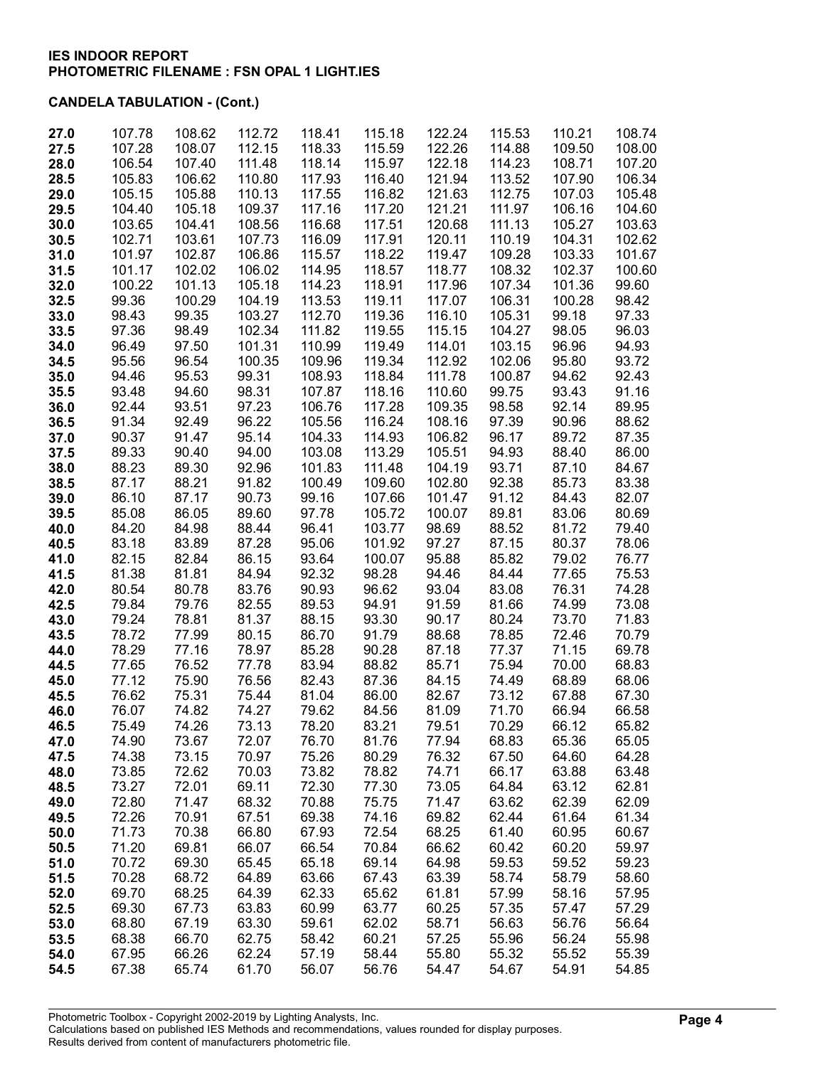**IES INDOOR REPORT**
**PHOTOMETRIC FILENAME : FSN OPAL 1 LIGHT.IES**

**CANDELA TABULATION - (Cont.)**

| | | | | | | | | | |
|---|---|---|---|---|---|---|---|---|---|
| **27.0** | 107.78 | 108.62 | 112.72 | 118.41 | 115.18 | 122.24 | 115.53 | 110.21 | 108.74 |
| **27.5** | 107.28 | 108.07 | 112.15 | 118.33 | 115.59 | 122.26 | 114.88 | 109.50 | 108.00 |
| **28.0** | 106.54 | 107.40 | 111.48 | 118.14 | 115.97 | 122.18 | 114.23 | 108.71 | 107.20 |
| **28.5** | 105.83 | 106.62 | 110.80 | 117.93 | 116.40 | 121.94 | 113.52 | 107.90 | 106.34 |
| **29.0** | 105.15 | 105.88 | 110.13 | 117.55 | 116.82 | 121.63 | 112.75 | 107.03 | 105.48 |
| **29.5** | 104.40 | 105.18 | 109.37 | 117.16 | 117.20 | 121.21 | 111.97 | 106.16 | 104.60 |
| **30.0** | 103.65 | 104.41 | 108.56 | 116.68 | 117.51 | 120.68 | 111.13 | 105.27 | 103.63 |
| **30.5** | 102.71 | 103.61 | 107.73 | 116.09 | 117.91 | 120.11 | 110.19 | 104.31 | 102.62 |
| **31.0** | 101.97 | 102.87 | 106.86 | 115.57 | 118.22 | 119.47 | 109.28 | 103.33 | 101.67 |
| **31.5** | 101.17 | 102.02 | 106.02 | 114.95 | 118.57 | 118.77 | 108.32 | 102.37 | 100.60 |
| **32.0** | 100.22 | 101.13 | 105.18 | 114.23 | 118.91 | 117.96 | 107.34 | 101.36 | 99.60 |
| **32.5** | 99.36 | 100.29 | 104.19 | 113.53 | 119.11 | 117.07 | 106.31 | 100.28 | 98.42 |
| **33.0** | 98.43 | 99.35 | 103.27 | 112.70 | 119.36 | 116.10 | 105.31 | 99.18 | 97.33 |
| **33.5** | 97.36 | 98.49 | 102.34 | 111.82 | 119.55 | 115.15 | 104.27 | 98.05 | 96.03 |
| **34.0** | 96.49 | 97.50 | 101.31 | 110.99 | 119.49 | 114.01 | 103.15 | 96.96 | 94.93 |
| **34.5** | 95.56 | 96.54 | 100.35 | 109.96 | 119.34 | 112.92 | 102.06 | 95.80 | 93.72 |
| **35.0** | 94.46 | 95.53 | 99.31 | 108.93 | 118.84 | 111.78 | 100.87 | 94.62 | 92.43 |
| **35.5** | 93.48 | 94.60 | 98.31 | 107.87 | 118.16 | 110.60 | 99.75 | 93.43 | 91.16 |
| **36.0** | 92.44 | 93.51 | 97.23 | 106.76 | 117.28 | 109.35 | 98.58 | 92.14 | 89.95 |
| **36.5** | 91.34 | 92.49 | 96.22 | 105.56 | 116.24 | 108.16 | 97.39 | 90.96 | 88.62 |
| **37.0** | 90.37 | 91.47 | 95.14 | 104.33 | 114.93 | 106.82 | 96.17 | 89.72 | 87.35 |
| **37.5** | 89.33 | 90.40 | 94.00 | 103.08 | 113.29 | 105.51 | 94.93 | 88.40 | 86.00 |
| **38.0** | 88.23 | 89.30 | 92.96 | 101.83 | 111.48 | 104.19 | 93.71 | 87.10 | 84.67 |
| **38.5** | 87.17 | 88.21 | 91.82 | 100.49 | 109.60 | 102.80 | 92.38 | 85.73 | 83.38 |
| **39.0** | 86.10 | 87.17 | 90.73 | 99.16 | 107.66 | 101.47 | 91.12 | 84.43 | 82.07 |
| **39.5** | 85.08 | 86.05 | 89.60 | 97.78 | 105.72 | 100.07 | 89.81 | 83.06 | 80.69 |
| **40.0** | 84.20 | 84.98 | 88.44 | 96.41 | 103.77 | 98.69 | 88.52 | 81.72 | 79.40 |
| **40.5** | 83.18 | 83.89 | 87.28 | 95.06 | 101.92 | 97.27 | 87.15 | 80.37 | 78.06 |
| **41.0** | 82.15 | 82.84 | 86.15 | 93.64 | 100.07 | 95.88 | 85.82 | 79.02 | 76.77 |
| **41.5** | 81.38 | 81.81 | 84.94 | 92.32 | 98.28 | 94.46 | 84.44 | 77.65 | 75.53 |
| **42.0** | 80.54 | 80.78 | 83.76 | 90.93 | 96.62 | 93.04 | 83.08 | 76.31 | 74.28 |
| **42.5** | 79.84 | 79.76 | 82.55 | 89.53 | 94.91 | 91.59 | 81.66 | 74.99 | 73.08 |
| **43.0** | 79.24 | 78.81 | 81.37 | 88.15 | 93.30 | 90.17 | 80.24 | 73.70 | 71.83 |
| **43.5** | 78.72 | 77.99 | 80.15 | 86.70 | 91.79 | 88.68 | 78.85 | 72.46 | 70.79 |
| **44.0** | 78.29 | 77.16 | 78.97 | 85.28 | 90.28 | 87.18 | 77.37 | 71.15 | 69.78 |
| **44.5** | 77.65 | 76.52 | 77.78 | 83.94 | 88.82 | 85.71 | 75.94 | 70.00 | 68.83 |
| **45.0** | 77.12 | 75.90 | 76.56 | 82.43 | 87.36 | 84.15 | 74.49 | 68.89 | 68.06 |
| **45.5** | 76.62 | 75.31 | 75.44 | 81.04 | 86.00 | 82.67 | 73.12 | 67.88 | 67.30 |
| **46.0** | 76.07 | 74.82 | 74.27 | 79.62 | 84.56 | 81.09 | 71.70 | 66.94 | 66.58 |
| **46.5** | 75.49 | 74.26 | 73.13 | 78.20 | 83.21 | 79.51 | 70.29 | 66.12 | 65.82 |
| **47.0** | 74.90 | 73.67 | 72.07 | 76.70 | 81.76 | 77.94 | 68.83 | 65.36 | 65.05 |
| **47.5** | 74.38 | 73.15 | 70.97 | 75.26 | 80.29 | 76.32 | 67.50 | 64.60 | 64.28 |
| **48.0** | 73.85 | 72.62 | 70.03 | 73.82 | 78.82 | 74.71 | 66.17 | 63.88 | 63.48 |
| **48.5** | 73.27 | 72.01 | 69.11 | 72.30 | 77.30 | 73.05 | 64.84 | 63.12 | 62.81 |
| **49.0** | 72.80 | 71.47 | 68.32 | 70.88 | 75.75 | 71.47 | 63.62 | 62.39 | 62.09 |
| **49.5** | 72.26 | 70.91 | 67.51 | 69.38 | 74.16 | 69.82 | 62.44 | 61.64 | 61.34 |
| **50.0** | 71.73 | 70.38 | 66.80 | 67.93 | 72.54 | 68.25 | 61.40 | 60.95 | 60.67 |
| **50.5** | 71.20 | 69.81 | 66.07 | 66.54 | 70.84 | 66.62 | 60.42 | 60.20 | 59.97 |
| **51.0** | 70.72 | 69.30 | 65.45 | 65.18 | 69.14 | 64.98 | 59.53 | 59.52 | 59.23 |
| **51.5** | 70.28 | 68.72 | 64.89 | 63.66 | 67.43 | 63.39 | 58.74 | 58.79 | 58.60 |
| **52.0** | 69.70 | 68.25 | 64.39 | 62.33 | 65.62 | 61.81 | 57.99 | 58.16 | 57.95 |
| **52.5** | 69.30 | 67.73 | 63.83 | 60.99 | 63.77 | 60.25 | 57.35 | 57.47 | 57.29 |
| **53.0** | 68.80 | 67.19 | 63.30 | 59.61 | 62.02 | 58.71 | 56.63 | 56.76 | 56.64 |
| **53.5** | 68.38 | 66.70 | 62.75 | 58.42 | 60.21 | 57.25 | 55.96 | 56.24 | 55.98 |
| **54.0** | 67.95 | 66.26 | 62.24 | 57.19 | 58.44 | 55.80 | 55.32 | 55.52 | 55.39 |
| **54.5** | 67.38 | 65.74 | 61.70 | 56.07 | 56.76 | 54.47 | 54.67 | 54.91 | 54.85 |

Photometric Toolbox - Copyright 2002-2019 by Lighting Analysts, Inc.
Calculations based on published IES Methods and recommendations, values rounded for display purposes.
Results derived from content of manufacturers photometric file.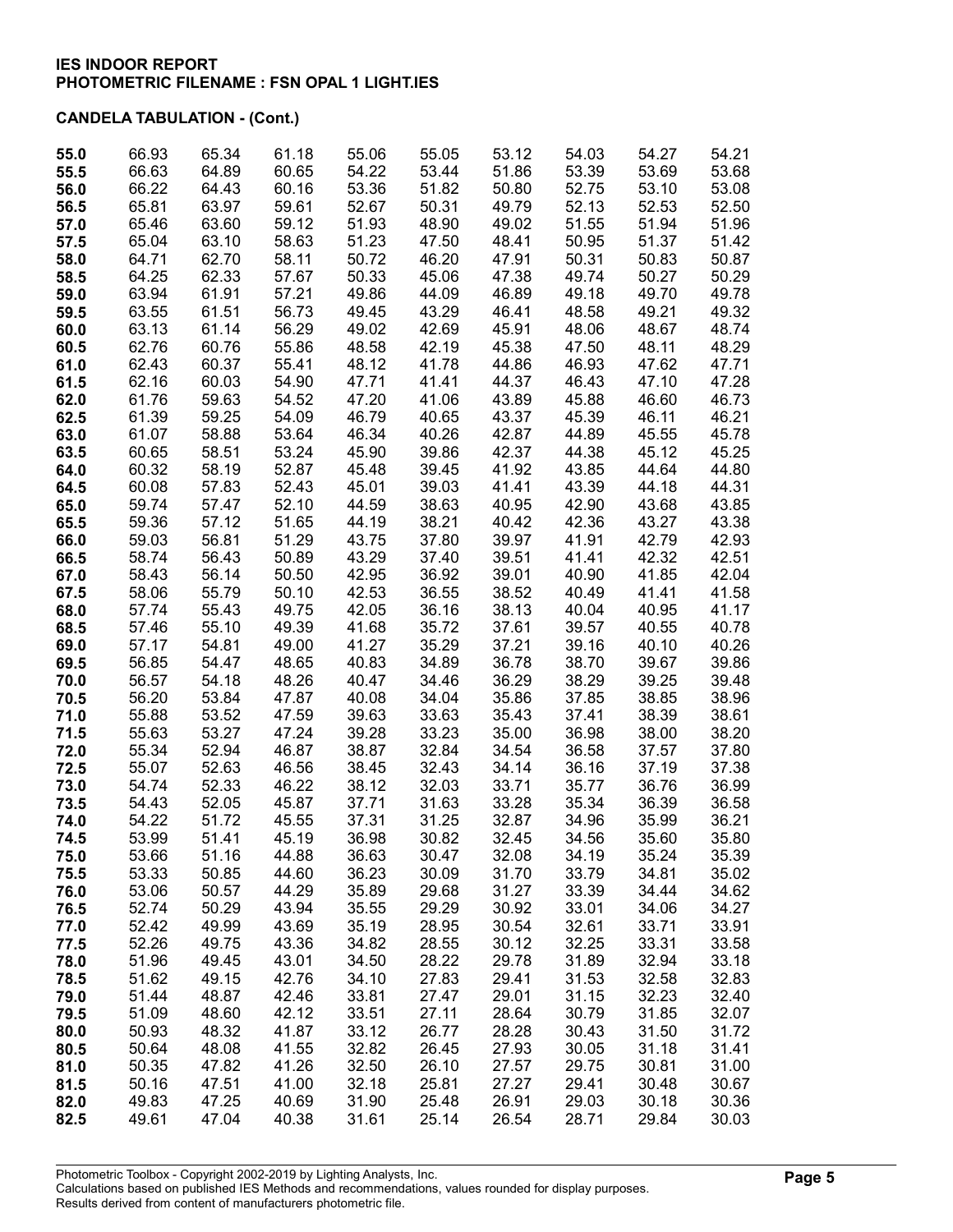**IES INDOOR REPORT**
**PHOTOMETRIC FILENAME : FSN OPAL 1 LIGHT.IES**

**CANDELA TABULATION - (Cont.)**

| | | | | | | | | | |
|---|---|---|---|---|---|---|---|---|---|
| **55.0** | 66.93 | 65.34 | 61.18 | 55.06 | 55.05 | 53.12 | 54.03 | 54.27 | 54.21 |
| **55.5** | 66.63 | 64.89 | 60.65 | 54.22 | 53.44 | 51.86 | 53.39 | 53.69 | 53.68 |
| **56.0** | 66.22 | 64.43 | 60.16 | 53.36 | 51.82 | 50.80 | 52.75 | 53.10 | 53.08 |
| **56.5** | 65.81 | 63.97 | 59.61 | 52.67 | 50.31 | 49.79 | 52.13 | 52.53 | 52.50 |
| **57.0** | 65.46 | 63.60 | 59.12 | 51.93 | 48.90 | 49.02 | 51.55 | 51.94 | 51.96 |
| **57.5** | 65.04 | 63.10 | 58.63 | 51.23 | 47.50 | 48.41 | 50.95 | 51.37 | 51.42 |
| **58.0** | 64.71 | 62.70 | 58.11 | 50.72 | 46.20 | 47.91 | 50.31 | 50.83 | 50.87 |
| **58.5** | 64.25 | 62.33 | 57.67 | 50.33 | 45.06 | 47.38 | 49.74 | 50.27 | 50.29 |
| **59.0** | 63.94 | 61.91 | 57.21 | 49.86 | 44.09 | 46.89 | 49.18 | 49.70 | 49.78 |
| **59.5** | 63.55 | 61.51 | 56.73 | 49.45 | 43.29 | 46.41 | 48.58 | 49.21 | 49.32 |
| **60.0** | 63.13 | 61.14 | 56.29 | 49.02 | 42.69 | 45.91 | 48.06 | 48.67 | 48.74 |
| **60.5** | 62.76 | 60.76 | 55.86 | 48.58 | 42.19 | 45.38 | 47.50 | 48.11 | 48.29 |
| **61.0** | 62.43 | 60.37 | 55.41 | 48.12 | 41.78 | 44.86 | 46.93 | 47.62 | 47.71 |
| **61.5** | 62.16 | 60.03 | 54.90 | 47.71 | 41.41 | 44.37 | 46.43 | 47.10 | 47.28 |
| **62.0** | 61.76 | 59.63 | 54.52 | 47.20 | 41.06 | 43.89 | 45.88 | 46.60 | 46.73 |
| **62.5** | 61.39 | 59.25 | 54.09 | 46.79 | 40.65 | 43.37 | 45.39 | 46.11 | 46.21 |
| **63.0** | 61.07 | 58.88 | 53.64 | 46.34 | 40.26 | 42.87 | 44.89 | 45.55 | 45.78 |
| **63.5** | 60.65 | 58.51 | 53.24 | 45.90 | 39.86 | 42.37 | 44.38 | 45.12 | 45.25 |
| **64.0** | 60.32 | 58.19 | 52.87 | 45.48 | 39.45 | 41.92 | 43.85 | 44.64 | 44.80 |
| **64.5** | 60.08 | 57.83 | 52.43 | 45.01 | 39.03 | 41.41 | 43.39 | 44.18 | 44.31 |
| **65.0** | 59.74 | 57.47 | 52.10 | 44.59 | 38.63 | 40.95 | 42.90 | 43.68 | 43.85 |
| **65.5** | 59.36 | 57.12 | 51.65 | 44.19 | 38.21 | 40.42 | 42.36 | 43.27 | 43.38 |
| **66.0** | 59.03 | 56.81 | 51.29 | 43.75 | 37.80 | 39.97 | 41.91 | 42.79 | 42.93 |
| **66.5** | 58.74 | 56.43 | 50.89 | 43.29 | 37.40 | 39.51 | 41.41 | 42.32 | 42.51 |
| **67.0** | 58.43 | 56.14 | 50.50 | 42.95 | 36.92 | 39.01 | 40.90 | 41.85 | 42.04 |
| **67.5** | 58.06 | 55.79 | 50.10 | 42.53 | 36.55 | 38.52 | 40.49 | 41.41 | 41.58 |
| **68.0** | 57.74 | 55.43 | 49.75 | 42.05 | 36.16 | 38.13 | 40.04 | 40.95 | 41.17 |
| **68.5** | 57.46 | 55.10 | 49.39 | 41.68 | 35.72 | 37.61 | 39.57 | 40.55 | 40.78 |
| **69.0** | 57.17 | 54.81 | 49.00 | 41.27 | 35.29 | 37.21 | 39.16 | 40.10 | 40.26 |
| **69.5** | 56.85 | 54.47 | 48.65 | 40.83 | 34.89 | 36.78 | 38.70 | 39.67 | 39.86 |
| **70.0** | 56.57 | 54.18 | 48.26 | 40.47 | 34.46 | 36.29 | 38.29 | 39.25 | 39.48 |
| **70.5** | 56.20 | 53.84 | 47.87 | 40.08 | 34.04 | 35.86 | 37.85 | 38.85 | 38.96 |
| **71.0** | 55.88 | 53.52 | 47.59 | 39.63 | 33.63 | 35.43 | 37.41 | 38.39 | 38.61 |
| **71.5** | 55.63 | 53.27 | 47.24 | 39.28 | 33.23 | 35.00 | 36.98 | 38.00 | 38.20 |
| **72.0** | 55.34 | 52.94 | 46.87 | 38.87 | 32.84 | 34.54 | 36.58 | 37.57 | 37.80 |
| **72.5** | 55.07 | 52.63 | 46.56 | 38.45 | 32.43 | 34.14 | 36.16 | 37.19 | 37.38 |
| **73.0** | 54.74 | 52.33 | 46.22 | 38.12 | 32.03 | 33.71 | 35.77 | 36.76 | 36.99 |
| **73.5** | 54.43 | 52.05 | 45.87 | 37.71 | 31.63 | 33.28 | 35.34 | 36.39 | 36.58 |
| **74.0** | 54.22 | 51.72 | 45.55 | 37.31 | 31.25 | 32.87 | 34.96 | 35.99 | 36.21 |
| **74.5** | 53.99 | 51.41 | 45.19 | 36.98 | 30.82 | 32.45 | 34.56 | 35.60 | 35.80 |
| **75.0** | 53.66 | 51.16 | 44.88 | 36.63 | 30.47 | 32.08 | 34.19 | 35.24 | 35.39 |
| **75.5** | 53.33 | 50.85 | 44.60 | 36.23 | 30.09 | 31.70 | 33.79 | 34.81 | 35.02 |
| **76.0** | 53.06 | 50.57 | 44.29 | 35.89 | 29.68 | 31.27 | 33.39 | 34.44 | 34.62 |
| **76.5** | 52.74 | 50.29 | 43.94 | 35.55 | 29.29 | 30.92 | 33.01 | 34.06 | 34.27 |
| **77.0** | 52.42 | 49.99 | 43.69 | 35.19 | 28.95 | 30.54 | 32.61 | 33.71 | 33.91 |
| **77.5** | 52.26 | 49.75 | 43.36 | 34.82 | 28.55 | 30.12 | 32.25 | 33.31 | 33.58 |
| **78.0** | 51.96 | 49.45 | 43.01 | 34.50 | 28.22 | 29.78 | 31.89 | 32.94 | 33.18 |
| **78.5** | 51.62 | 49.15 | 42.76 | 34.10 | 27.83 | 29.41 | 31.53 | 32.58 | 32.83 |
| **79.0** | 51.44 | 48.87 | 42.46 | 33.81 | 27.47 | 29.01 | 31.15 | 32.23 | 32.40 |
| **79.5** | 51.09 | 48.60 | 42.12 | 33.51 | 27.11 | 28.64 | 30.79 | 31.85 | 32.07 |
| **80.0** | 50.93 | 48.32 | 41.87 | 33.12 | 26.77 | 28.28 | 30.43 | 31.50 | 31.72 |
| **80.5** | 50.64 | 48.08 | 41.55 | 32.82 | 26.45 | 27.93 | 30.05 | 31.18 | 31.41 |
| **81.0** | 50.35 | 47.82 | 41.26 | 32.50 | 26.10 | 27.57 | 29.75 | 30.81 | 31.00 |
| **81.5** | 50.16 | 47.51 | 41.00 | 32.18 | 25.81 | 27.27 | 29.41 | 30.48 | 30.67 |
| **82.0** | 49.83 | 47.25 | 40.69 | 31.90 | 25.48 | 26.91 | 29.03 | 30.18 | 30.36 |
| **82.5** | 49.61 | 47.04 | 40.38 | 31.61 | 25.14 | 26.54 | 28.71 | 29.84 | 30.03 |

Photometric Toolbox - Copyright 2002-2019 by Lighting Analysts, Inc.
Calculations based on published IES Methods and recommendations, values rounded for display purposes.
Results derived from content of manufacturers photometric file.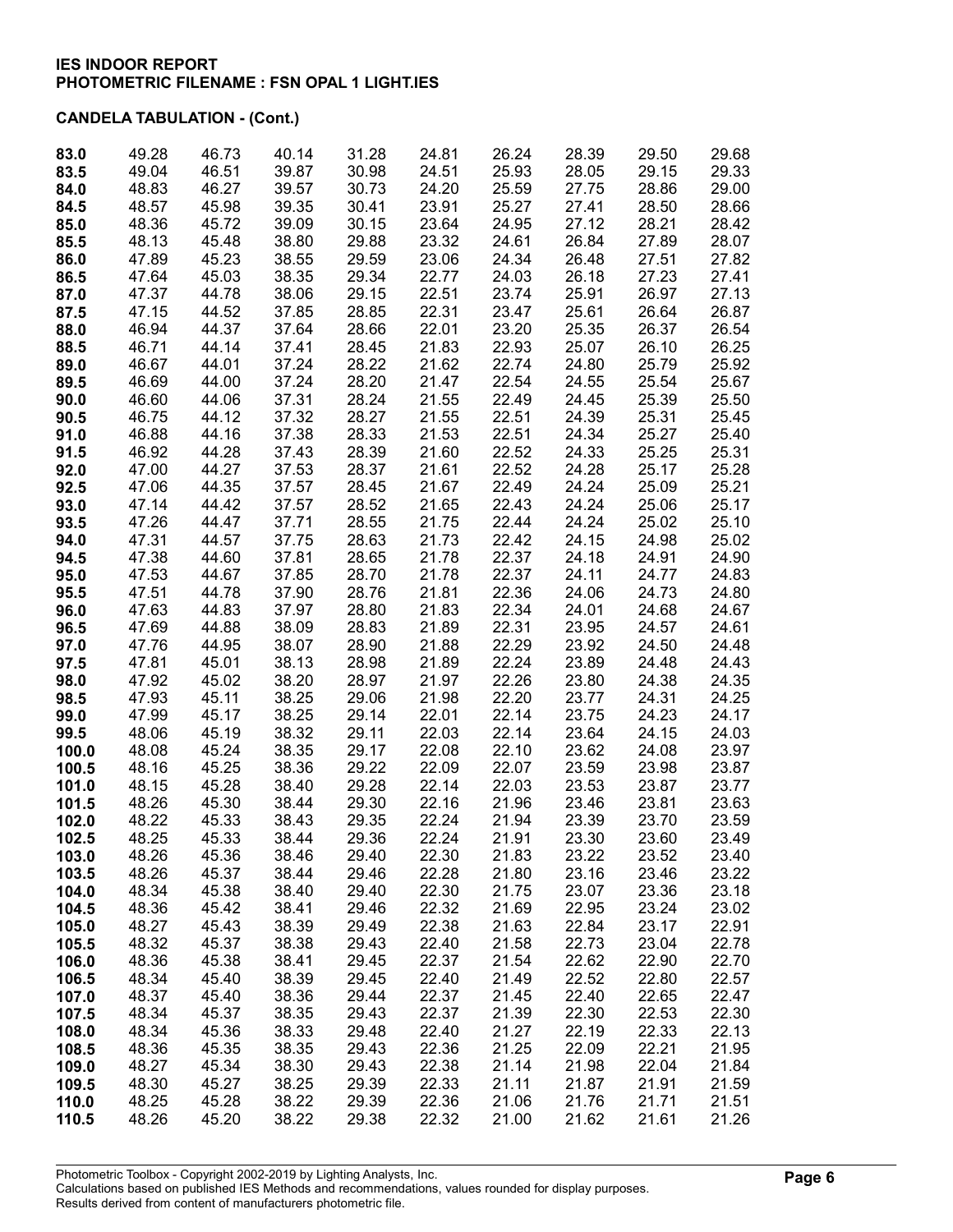**IES INDOOR REPORT**
**PHOTOMETRIC FILENAME : FSN OPAL 1 LIGHT.IES**

**CANDELA TABULATION - (Cont.)**

| | | | | | | | | | |
|---|---|---|---|---|---|---|---|---|---|
| **83.0** | 49.28 | 46.73 | 40.14 | 31.28 | 24.81 | 26.24 | 28.39 | 29.50 | 29.68 |
| **83.5** | 49.04 | 46.51 | 39.87 | 30.98 | 24.51 | 25.93 | 28.05 | 29.15 | 29.33 |
| **84.0** | 48.83 | 46.27 | 39.57 | 30.73 | 24.20 | 25.59 | 27.75 | 28.86 | 29.00 |
| **84.5** | 48.57 | 45.98 | 39.35 | 30.41 | 23.91 | 25.27 | 27.41 | 28.50 | 28.66 |
| **85.0** | 48.36 | 45.72 | 39.09 | 30.15 | 23.64 | 24.95 | 27.12 | 28.21 | 28.42 |
| **85.5** | 48.13 | 45.48 | 38.80 | 29.88 | 23.32 | 24.61 | 26.84 | 27.89 | 28.07 |
| **86.0** | 47.89 | 45.23 | 38.55 | 29.59 | 23.06 | 24.34 | 26.48 | 27.51 | 27.82 |
| **86.5** | 47.64 | 45.03 | 38.35 | 29.34 | 22.77 | 24.03 | 26.18 | 27.23 | 27.41 |
| **87.0** | 47.37 | 44.78 | 38.06 | 29.15 | 22.51 | 23.74 | 25.91 | 26.97 | 27.13 |
| **87.5** | 47.15 | 44.52 | 37.85 | 28.85 | 22.31 | 23.47 | 25.61 | 26.64 | 26.87 |
| **88.0** | 46.94 | 44.37 | 37.64 | 28.66 | 22.01 | 23.20 | 25.35 | 26.37 | 26.54 |
| **88.5** | 46.71 | 44.14 | 37.41 | 28.45 | 21.83 | 22.93 | 25.07 | 26.10 | 26.25 |
| **89.0** | 46.67 | 44.01 | 37.24 | 28.22 | 21.62 | 22.74 | 24.80 | 25.79 | 25.92 |
| **89.5** | 46.69 | 44.00 | 37.24 | 28.20 | 21.47 | 22.54 | 24.55 | 25.54 | 25.67 |
| **90.0** | 46.60 | 44.06 | 37.31 | 28.24 | 21.55 | 22.49 | 24.45 | 25.39 | 25.50 |
| **90.5** | 46.75 | 44.12 | 37.32 | 28.27 | 21.55 | 22.51 | 24.39 | 25.31 | 25.45 |
| **91.0** | 46.88 | 44.16 | 37.38 | 28.33 | 21.53 | 22.51 | 24.34 | 25.27 | 25.40 |
| **91.5** | 46.92 | 44.28 | 37.43 | 28.39 | 21.60 | 22.52 | 24.33 | 25.25 | 25.31 |
| **92.0** | 47.00 | 44.27 | 37.53 | 28.37 | 21.61 | 22.52 | 24.28 | 25.17 | 25.28 |
| **92.5** | 47.06 | 44.35 | 37.57 | 28.45 | 21.67 | 22.49 | 24.24 | 25.09 | 25.21 |
| **93.0** | 47.14 | 44.42 | 37.57 | 28.52 | 21.65 | 22.43 | 24.24 | 25.06 | 25.17 |
| **93.5** | 47.26 | 44.47 | 37.71 | 28.55 | 21.75 | 22.44 | 24.24 | 25.02 | 25.10 |
| **94.0** | 47.31 | 44.57 | 37.75 | 28.63 | 21.73 | 22.42 | 24.15 | 24.98 | 25.02 |
| **94.5** | 47.38 | 44.60 | 37.81 | 28.65 | 21.78 | 22.37 | 24.18 | 24.91 | 24.90 |
| **95.0** | 47.53 | 44.67 | 37.85 | 28.70 | 21.78 | 22.37 | 24.11 | 24.77 | 24.83 |
| **95.5** | 47.51 | 44.78 | 37.90 | 28.76 | 21.81 | 22.36 | 24.06 | 24.73 | 24.80 |
| **96.0** | 47.63 | 44.83 | 37.97 | 28.80 | 21.83 | 22.34 | 24.01 | 24.68 | 24.67 |
| **96.5** | 47.69 | 44.88 | 38.09 | 28.83 | 21.89 | 22.31 | 23.95 | 24.57 | 24.61 |
| **97.0** | 47.76 | 44.95 | 38.07 | 28.90 | 21.88 | 22.29 | 23.92 | 24.50 | 24.48 |
| **97.5** | 47.81 | 45.01 | 38.13 | 28.98 | 21.89 | 22.24 | 23.89 | 24.48 | 24.43 |
| **98.0** | 47.92 | 45.02 | 38.20 | 28.97 | 21.97 | 22.26 | 23.80 | 24.38 | 24.35 |
| **98.5** | 47.93 | 45.11 | 38.25 | 29.06 | 21.98 | 22.20 | 23.77 | 24.31 | 24.25 |
| **99.0** | 47.99 | 45.17 | 38.25 | 29.14 | 22.01 | 22.14 | 23.75 | 24.23 | 24.17 |
| **99.5** | 48.06 | 45.19 | 38.32 | 29.11 | 22.03 | 22.14 | 23.64 | 24.15 | 24.03 |
| **100.0** | 48.08 | 45.24 | 38.35 | 29.17 | 22.08 | 22.10 | 23.62 | 24.08 | 23.97 |
| **100.5** | 48.16 | 45.25 | 38.36 | 29.22 | 22.09 | 22.07 | 23.59 | 23.98 | 23.87 |
| **101.0** | 48.15 | 45.28 | 38.40 | 29.28 | 22.14 | 22.03 | 23.53 | 23.87 | 23.77 |
| **101.5** | 48.26 | 45.30 | 38.44 | 29.30 | 22.16 | 21.96 | 23.46 | 23.81 | 23.63 |
| **102.0** | 48.22 | 45.33 | 38.43 | 29.35 | 22.24 | 21.94 | 23.39 | 23.70 | 23.59 |
| **102.5** | 48.25 | 45.33 | 38.44 | 29.36 | 22.24 | 21.91 | 23.30 | 23.60 | 23.49 |
| **103.0** | 48.26 | 45.36 | 38.46 | 29.40 | 22.30 | 21.83 | 23.22 | 23.52 | 23.40 |
| **103.5** | 48.26 | 45.37 | 38.44 | 29.46 | 22.28 | 21.80 | 23.16 | 23.46 | 23.22 |
| **104.0** | 48.34 | 45.38 | 38.40 | 29.40 | 22.30 | 21.75 | 23.07 | 23.36 | 23.18 |
| **104.5** | 48.36 | 45.42 | 38.41 | 29.46 | 22.32 | 21.69 | 22.95 | 23.24 | 23.02 |
| **105.0** | 48.27 | 45.43 | 38.39 | 29.49 | 22.38 | 21.63 | 22.84 | 23.17 | 22.91 |
| **105.5** | 48.32 | 45.37 | 38.38 | 29.43 | 22.40 | 21.58 | 22.73 | 23.04 | 22.78 |
| **106.0** | 48.36 | 45.38 | 38.41 | 29.45 | 22.37 | 21.54 | 22.62 | 22.90 | 22.70 |
| **106.5** | 48.34 | 45.40 | 38.39 | 29.45 | 22.40 | 21.49 | 22.52 | 22.80 | 22.57 |
| **107.0** | 48.37 | 45.40 | 38.36 | 29.44 | 22.37 | 21.45 | 22.40 | 22.65 | 22.47 |
| **107.5** | 48.34 | 45.37 | 38.35 | 29.43 | 22.37 | 21.39 | 22.30 | 22.53 | 22.30 |
| **108.0** | 48.34 | 45.36 | 38.33 | 29.48 | 22.40 | 21.27 | 22.19 | 22.33 | 22.13 |
| **108.5** | 48.36 | 45.35 | 38.35 | 29.43 | 22.36 | 21.25 | 22.09 | 22.21 | 21.95 |
| **109.0** | 48.27 | 45.34 | 38.30 | 29.43 | 22.38 | 21.14 | 21.98 | 22.04 | 21.84 |
| **109.5** | 48.30 | 45.27 | 38.25 | 29.39 | 22.33 | 21.11 | 21.87 | 21.91 | 21.59 |
| **110.0** | 48.25 | 45.28 | 38.22 | 29.39 | 22.36 | 21.06 | 21.76 | 21.71 | 21.51 |
| **110.5** | 48.26 | 45.20 | 38.22 | 29.38 | 22.32 | 21.00 | 21.62 | 21.61 | 21.26 |

Photometric Toolbox - Copyright 2002-2019 by Lighting Analysts, Inc.
Calculations based on published IES Methods and recommendations, values rounded for display purposes.
Results derived from content of manufacturers photometric file.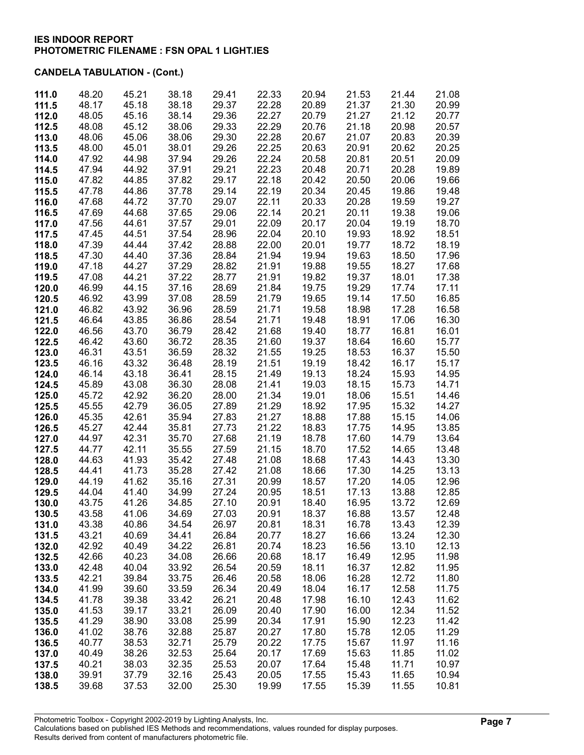**IES INDOOR REPORT**
**PHOTOMETRIC FILENAME : FSN OPAL 1 LIGHT.IES**

**CANDELA TABULATION - (Cont.)**

| | | | | | | | | | |
|---|---|---|---|---|---|---|---|---|---|
| **111.0** | 48.20 | 45.21 | 38.18 | 29.41 | 22.33 | 20.94 | 21.53 | 21.44 | 21.08 |
| **111.5** | 48.17 | 45.18 | 38.18 | 29.37 | 22.28 | 20.89 | 21.37 | 21.30 | 20.99 |
| **112.0** | 48.05 | 45.16 | 38.14 | 29.36 | 22.27 | 20.79 | 21.27 | 21.12 | 20.77 |
| **112.5** | 48.08 | 45.12 | 38.06 | 29.33 | 22.29 | 20.76 | 21.18 | 20.98 | 20.57 |
| **113.0** | 48.06 | 45.06 | 38.06 | 29.30 | 22.28 | 20.67 | 21.07 | 20.83 | 20.39 |
| **113.5** | 48.00 | 45.01 | 38.01 | 29.26 | 22.25 | 20.63 | 20.91 | 20.62 | 20.25 |
| **114.0** | 47.92 | 44.98 | 37.94 | 29.26 | 22.24 | 20.58 | 20.81 | 20.51 | 20.09 |
| **114.5** | 47.94 | 44.92 | 37.91 | 29.21 | 22.23 | 20.48 | 20.71 | 20.28 | 19.89 |
| **115.0** | 47.82 | 44.85 | 37.82 | 29.17 | 22.18 | 20.42 | 20.50 | 20.06 | 19.66 |
| **115.5** | 47.78 | 44.86 | 37.78 | 29.14 | 22.19 | 20.34 | 20.45 | 19.86 | 19.48 |
| **116.0** | 47.68 | 44.72 | 37.70 | 29.07 | 22.11 | 20.33 | 20.28 | 19.59 | 19.27 |
| **116.5** | 47.69 | 44.68 | 37.65 | 29.06 | 22.14 | 20.21 | 20.11 | 19.38 | 19.06 |
| **117.0** | 47.56 | 44.61 | 37.57 | 29.01 | 22.09 | 20.17 | 20.04 | 19.19 | 18.70 |
| **117.5** | 47.45 | 44.51 | 37.54 | 28.96 | 22.04 | 20.10 | 19.93 | 18.92 | 18.51 |
| **118.0** | 47.39 | 44.44 | 37.42 | 28.88 | 22.00 | 20.01 | 19.77 | 18.72 | 18.19 |
| **118.5** | 47.30 | 44.40 | 37.36 | 28.84 | 21.94 | 19.94 | 19.63 | 18.50 | 17.96 |
| **119.0** | 47.18 | 44.27 | 37.29 | 28.82 | 21.91 | 19.88 | 19.55 | 18.27 | 17.68 |
| **119.5** | 47.08 | 44.21 | 37.22 | 28.77 | 21.91 | 19.82 | 19.37 | 18.01 | 17.38 |
| **120.0** | 46.99 | 44.15 | 37.16 | 28.69 | 21.84 | 19.75 | 19.29 | 17.74 | 17.11 |
| **120.5** | 46.92 | 43.99 | 37.08 | 28.59 | 21.79 | 19.65 | 19.14 | 17.50 | 16.85 |
| **121.0** | 46.82 | 43.92 | 36.96 | 28.59 | 21.71 | 19.58 | 18.98 | 17.28 | 16.58 |
| **121.5** | 46.64 | 43.85 | 36.86 | 28.54 | 21.71 | 19.48 | 18.91 | 17.06 | 16.30 |
| **122.0** | 46.56 | 43.70 | 36.79 | 28.42 | 21.68 | 19.40 | 18.77 | 16.81 | 16.01 |
| **122.5** | 46.42 | 43.60 | 36.72 | 28.35 | 21.60 | 19.37 | 18.64 | 16.60 | 15.77 |
| **123.0** | 46.31 | 43.51 | 36.59 | 28.32 | 21.55 | 19.25 | 18.53 | 16.37 | 15.50 |
| **123.5** | 46.16 | 43.32 | 36.48 | 28.19 | 21.51 | 19.19 | 18.42 | 16.17 | 15.17 |
| **124.0** | 46.14 | 43.18 | 36.41 | 28.15 | 21.49 | 19.13 | 18.24 | 15.93 | 14.95 |
| **124.5** | 45.89 | 43.08 | 36.30 | 28.08 | 21.41 | 19.03 | 18.15 | 15.73 | 14.71 |
| **125.0** | 45.72 | 42.92 | 36.20 | 28.00 | 21.34 | 19.01 | 18.06 | 15.51 | 14.46 |
| **125.5** | 45.55 | 42.79 | 36.05 | 27.89 | 21.29 | 18.92 | 17.95 | 15.32 | 14.27 |
| **126.0** | 45.35 | 42.61 | 35.94 | 27.83 | 21.27 | 18.88 | 17.88 | 15.15 | 14.06 |
| **126.5** | 45.27 | 42.44 | 35.81 | 27.73 | 21.22 | 18.83 | 17.75 | 14.95 | 13.85 |
| **127.0** | 44.97 | 42.31 | 35.70 | 27.68 | 21.19 | 18.78 | 17.60 | 14.79 | 13.64 |
| **127.5** | 44.77 | 42.11 | 35.55 | 27.59 | 21.15 | 18.70 | 17.52 | 14.65 | 13.48 |
| **128.0** | 44.63 | 41.93 | 35.42 | 27.48 | 21.08 | 18.68 | 17.43 | 14.43 | 13.30 |
| **128.5** | 44.41 | 41.73 | 35.28 | 27.42 | 21.08 | 18.66 | 17.30 | 14.25 | 13.13 |
| **129.0** | 44.19 | 41.62 | 35.16 | 27.31 | 20.99 | 18.57 | 17.20 | 14.05 | 12.96 |
| **129.5** | 44.04 | 41.40 | 34.99 | 27.24 | 20.95 | 18.51 | 17.13 | 13.88 | 12.85 |
| **130.0** | 43.75 | 41.26 | 34.85 | 27.10 | 20.91 | 18.40 | 16.95 | 13.72 | 12.69 |
| **130.5** | 43.58 | 41.06 | 34.69 | 27.03 | 20.91 | 18.37 | 16.88 | 13.57 | 12.48 |
| **131.0** | 43.38 | 40.86 | 34.54 | 26.97 | 20.81 | 18.31 | 16.78 | 13.43 | 12.39 |
| **131.5** | 43.21 | 40.69 | 34.41 | 26.84 | 20.77 | 18.27 | 16.66 | 13.24 | 12.30 |
| **132.0** | 42.92 | 40.49 | 34.22 | 26.81 | 20.74 | 18.23 | 16.56 | 13.10 | 12.13 |
| **132.5** | 42.66 | 40.23 | 34.08 | 26.66 | 20.68 | 18.17 | 16.49 | 12.95 | 11.98 |
| **133.0** | 42.48 | 40.04 | 33.92 | 26.54 | 20.59 | 18.11 | 16.37 | 12.82 | 11.95 |
| **133.5** | 42.21 | 39.84 | 33.75 | 26.46 | 20.58 | 18.06 | 16.28 | 12.72 | 11.80 |
| **134.0** | 41.99 | 39.60 | 33.59 | 26.34 | 20.49 | 18.04 | 16.17 | 12.58 | 11.75 |
| **134.5** | 41.78 | 39.38 | 33.42 | 26.21 | 20.48 | 17.98 | 16.10 | 12.43 | 11.62 |
| **135.0** | 41.53 | 39.17 | 33.21 | 26.09 | 20.40 | 17.90 | 16.00 | 12.34 | 11.52 |
| **135.5** | 41.29 | 38.90 | 33.08 | 25.99 | 20.34 | 17.91 | 15.90 | 12.23 | 11.42 |
| **136.0** | 41.02 | 38.76 | 32.88 | 25.87 | 20.27 | 17.80 | 15.78 | 12.05 | 11.29 |
| **136.5** | 40.77 | 38.53 | 32.71 | 25.79 | 20.22 | 17.75 | 15.67 | 11.97 | 11.16 |
| **137.0** | 40.49 | 38.26 | 32.53 | 25.64 | 20.17 | 17.69 | 15.63 | 11.85 | 11.02 |
| **137.5** | 40.21 | 38.03 | 32.35 | 25.53 | 20.07 | 17.64 | 15.48 | 11.71 | 10.97 |
| **138.0** | 39.91 | 37.79 | 32.16 | 25.43 | 20.05 | 17.55 | 15.43 | 11.65 | 10.94 |
| **138.5** | 39.68 | 37.53 | 32.00 | 25.30 | 19.99 | 17.55 | 15.39 | 11.55 | 10.81 |

Photometric Toolbox - Copyright 2002-2019 by Lighting Analysts, Inc.
Calculations based on published IES Methods and recommendations, values rounded for display purposes.
Results derived from content of manufacturers photometric file.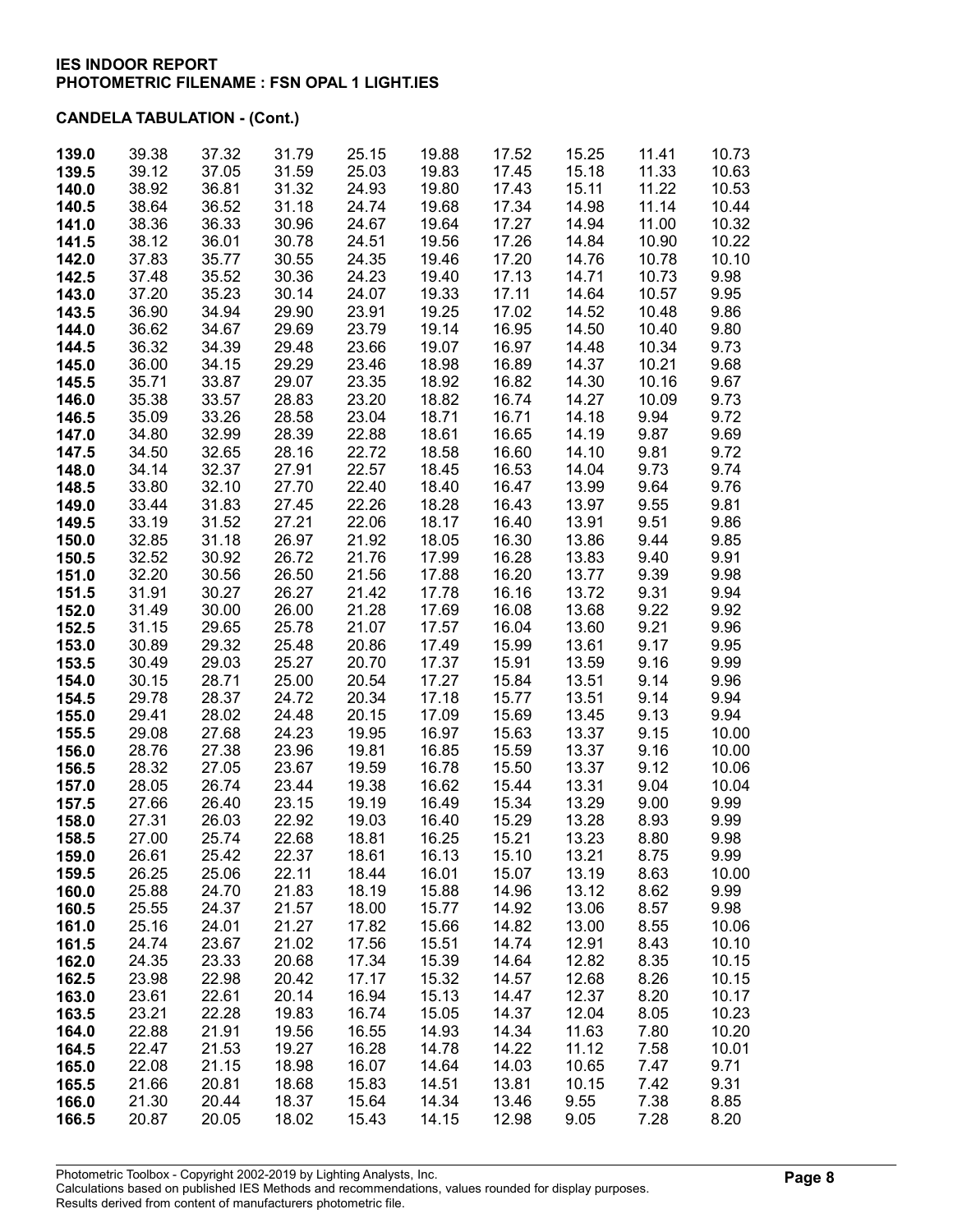**IES INDOOR REPORT**
**PHOTOMETRIC FILENAME : FSN OPAL 1 LIGHT.IES**

**CANDELA TABULATION - (Cont.)**

| | | | | | | | | | |
|---|---|---|---|---|---|---|---|---|---|
| **139.0** | 39.38 | 37.32 | 31.79 | 25.15 | 19.88 | 17.52 | 15.25 | 11.41 | 10.73 |
| **139.5** | 39.12 | 37.05 | 31.59 | 25.03 | 19.83 | 17.45 | 15.18 | 11.33 | 10.63 |
| **140.0** | 38.92 | 36.81 | 31.32 | 24.93 | 19.80 | 17.43 | 15.11 | 11.22 | 10.53 |
| **140.5** | 38.64 | 36.52 | 31.18 | 24.74 | 19.68 | 17.34 | 14.98 | 11.14 | 10.44 |
| **141.0** | 38.36 | 36.33 | 30.96 | 24.67 | 19.64 | 17.27 | 14.94 | 11.00 | 10.32 |
| **141.5** | 38.12 | 36.01 | 30.78 | 24.51 | 19.56 | 17.26 | 14.84 | 10.90 | 10.22 |
| **142.0** | 37.83 | 35.77 | 30.55 | 24.35 | 19.46 | 17.20 | 14.76 | 10.78 | 10.10 |
| **142.5** | 37.48 | 35.52 | 30.36 | 24.23 | 19.40 | 17.13 | 14.71 | 10.73 | 9.98 |
| **143.0** | 37.20 | 35.23 | 30.14 | 24.07 | 19.33 | 17.11 | 14.64 | 10.57 | 9.95 |
| **143.5** | 36.90 | 34.94 | 29.90 | 23.91 | 19.25 | 17.02 | 14.52 | 10.48 | 9.86 |
| **144.0** | 36.62 | 34.67 | 29.69 | 23.79 | 19.14 | 16.95 | 14.50 | 10.40 | 9.80 |
| **144.5** | 36.32 | 34.39 | 29.48 | 23.66 | 19.07 | 16.97 | 14.48 | 10.34 | 9.73 |
| **145.0** | 36.00 | 34.15 | 29.29 | 23.46 | 18.98 | 16.89 | 14.37 | 10.21 | 9.68 |
| **145.5** | 35.71 | 33.87 | 29.07 | 23.35 | 18.92 | 16.82 | 14.30 | 10.16 | 9.67 |
| **146.0** | 35.38 | 33.57 | 28.83 | 23.20 | 18.82 | 16.74 | 14.27 | 10.09 | 9.73 |
| **146.5** | 35.09 | 33.26 | 28.58 | 23.04 | 18.71 | 16.71 | 14.18 | 9.94 | 9.72 |
| **147.0** | 34.80 | 32.99 | 28.39 | 22.88 | 18.61 | 16.65 | 14.19 | 9.87 | 9.69 |
| **147.5** | 34.50 | 32.65 | 28.16 | 22.72 | 18.58 | 16.60 | 14.10 | 9.81 | 9.72 |
| **148.0** | 34.14 | 32.37 | 27.91 | 22.57 | 18.45 | 16.53 | 14.04 | 9.73 | 9.74 |
| **148.5** | 33.80 | 32.10 | 27.70 | 22.40 | 18.40 | 16.47 | 13.99 | 9.64 | 9.76 |
| **149.0** | 33.44 | 31.83 | 27.45 | 22.26 | 18.28 | 16.43 | 13.97 | 9.55 | 9.81 |
| **149.5** | 33.19 | 31.52 | 27.21 | 22.06 | 18.17 | 16.40 | 13.91 | 9.51 | 9.86 |
| **150.0** | 32.85 | 31.18 | 26.97 | 21.92 | 18.05 | 16.30 | 13.86 | 9.44 | 9.85 |
| **150.5** | 32.52 | 30.92 | 26.72 | 21.76 | 17.99 | 16.28 | 13.83 | 9.40 | 9.91 |
| **151.0** | 32.20 | 30.56 | 26.50 | 21.56 | 17.88 | 16.20 | 13.77 | 9.39 | 9.98 |
| **151.5** | 31.91 | 30.27 | 26.27 | 21.42 | 17.78 | 16.16 | 13.72 | 9.31 | 9.94 |
| **152.0** | 31.49 | 30.00 | 26.00 | 21.28 | 17.69 | 16.08 | 13.68 | 9.22 | 9.92 |
| **152.5** | 31.15 | 29.65 | 25.78 | 21.07 | 17.57 | 16.04 | 13.60 | 9.21 | 9.96 |
| **153.0** | 30.89 | 29.32 | 25.48 | 20.86 | 17.49 | 15.99 | 13.61 | 9.17 | 9.95 |
| **153.5** | 30.49 | 29.03 | 25.27 | 20.70 | 17.37 | 15.91 | 13.59 | 9.16 | 9.99 |
| **154.0** | 30.15 | 28.71 | 25.00 | 20.54 | 17.27 | 15.84 | 13.51 | 9.14 | 9.96 |
| **154.5** | 29.78 | 28.37 | 24.72 | 20.34 | 17.18 | 15.77 | 13.51 | 9.14 | 9.94 |
| **155.0** | 29.41 | 28.02 | 24.48 | 20.15 | 17.09 | 15.69 | 13.45 | 9.13 | 9.94 |
| **155.5** | 29.08 | 27.68 | 24.23 | 19.95 | 16.97 | 15.63 | 13.37 | 9.15 | 10.00 |
| **156.0** | 28.76 | 27.38 | 23.96 | 19.81 | 16.85 | 15.59 | 13.37 | 9.16 | 10.00 |
| **156.5** | 28.32 | 27.05 | 23.67 | 19.59 | 16.78 | 15.50 | 13.37 | 9.12 | 10.06 |
| **157.0** | 28.05 | 26.74 | 23.44 | 19.38 | 16.62 | 15.44 | 13.31 | 9.04 | 10.04 |
| **157.5** | 27.66 | 26.40 | 23.15 | 19.19 | 16.49 | 15.34 | 13.29 | 9.00 | 9.99 |
| **158.0** | 27.31 | 26.03 | 22.92 | 19.03 | 16.40 | 15.29 | 13.28 | 8.93 | 9.99 |
| **158.5** | 27.00 | 25.74 | 22.68 | 18.81 | 16.25 | 15.21 | 13.23 | 8.80 | 9.98 |
| **159.0** | 26.61 | 25.42 | 22.37 | 18.61 | 16.13 | 15.10 | 13.21 | 8.75 | 9.99 |
| **159.5** | 26.25 | 25.06 | 22.11 | 18.44 | 16.01 | 15.07 | 13.19 | 8.63 | 10.00 |
| **160.0** | 25.88 | 24.70 | 21.83 | 18.19 | 15.88 | 14.96 | 13.12 | 8.62 | 9.99 |
| **160.5** | 25.55 | 24.37 | 21.57 | 18.00 | 15.77 | 14.92 | 13.06 | 8.57 | 9.98 |
| **161.0** | 25.16 | 24.01 | 21.27 | 17.82 | 15.66 | 14.82 | 13.00 | 8.55 | 10.06 |
| **161.5** | 24.74 | 23.67 | 21.02 | 17.56 | 15.51 | 14.74 | 12.91 | 8.43 | 10.10 |
| **162.0** | 24.35 | 23.33 | 20.68 | 17.34 | 15.39 | 14.64 | 12.82 | 8.35 | 10.15 |
| **162.5** | 23.98 | 22.98 | 20.42 | 17.17 | 15.32 | 14.57 | 12.68 | 8.26 | 10.15 |
| **163.0** | 23.61 | 22.61 | 20.14 | 16.94 | 15.13 | 14.47 | 12.37 | 8.20 | 10.17 |
| **163.5** | 23.21 | 22.28 | 19.83 | 16.74 | 15.05 | 14.37 | 12.04 | 8.05 | 10.23 |
| **164.0** | 22.88 | 21.91 | 19.56 | 16.55 | 14.93 | 14.34 | 11.63 | 7.80 | 10.20 |
| **164.5** | 22.47 | 21.53 | 19.27 | 16.28 | 14.78 | 14.22 | 11.12 | 7.58 | 10.01 |
| **165.0** | 22.08 | 21.15 | 18.98 | 16.07 | 14.64 | 14.03 | 10.65 | 7.47 | 9.71 |
| **165.5** | 21.66 | 20.81 | 18.68 | 15.83 | 14.51 | 13.81 | 10.15 | 7.42 | 9.31 |
| **166.0** | 21.30 | 20.44 | 18.37 | 15.64 | 14.34 | 13.46 | 9.55 | 7.38 | 8.85 |
| **166.5** | 20.87 | 20.05 | 18.02 | 15.43 | 14.15 | 12.98 | 9.05 | 7.28 | 8.20 |

Photometric Toolbox - Copyright 2002-2019 by Lighting Analysts, Inc.
Calculations based on published IES Methods and recommendations, values rounded for display purposes.
Results derived from content of manufacturers photometric file.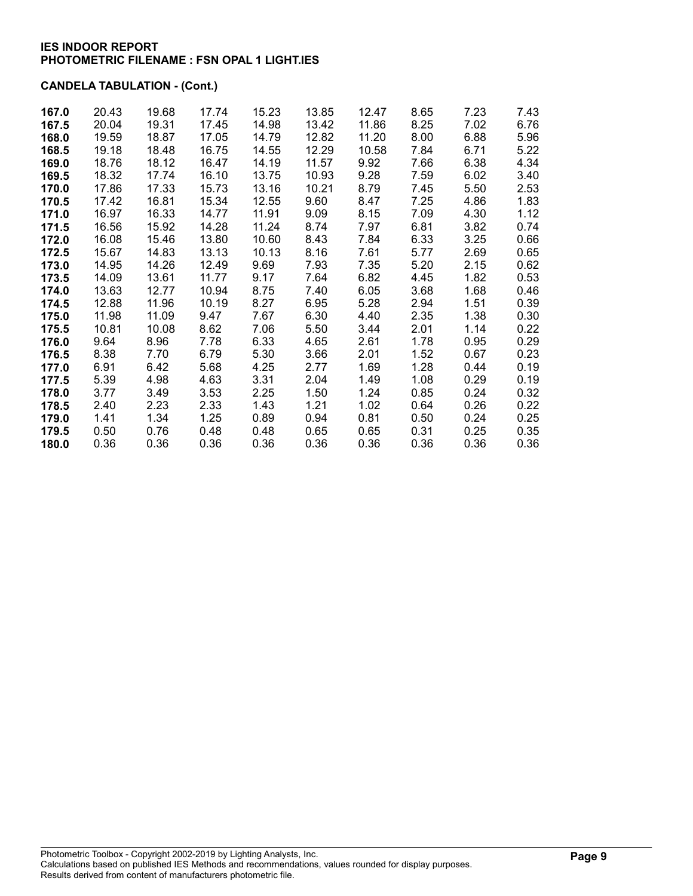**IES INDOOR REPORT**
**PHOTOMETRIC FILENAME : FSN OPAL 1 LIGHT.IES**

**CANDELA TABULATION - (Cont.)**

| | | | | | | | | | |
|---|---|---|---|---|---|---|---|---|---|
| **167.0** | 20.43 | 19.68 | 17.74 | 15.23 | 13.85 | 12.47 | 8.65 | 7.23 | 7.43 |
| **167.5** | 20.04 | 19.31 | 17.45 | 14.98 | 13.42 | 11.86 | 8.25 | 7.02 | 6.76 |
| **168.0** | 19.59 | 18.87 | 17.05 | 14.79 | 12.82 | 11.20 | 8.00 | 6.88 | 5.96 |
| **168.5** | 19.18 | 18.48 | 16.75 | 14.55 | 12.29 | 10.58 | 7.84 | 6.71 | 5.22 |
| **169.0** | 18.76 | 18.12 | 16.47 | 14.19 | 11.57 | 9.92 | 7.66 | 6.38 | 4.34 |
| **169.5** | 18.32 | 17.74 | 16.10 | 13.75 | 10.93 | 9.28 | 7.59 | 6.02 | 3.40 |
| **170.0** | 17.86 | 17.33 | 15.73 | 13.16 | 10.21 | 8.79 | 7.45 | 5.50 | 2.53 |
| **170.5** | 17.42 | 16.81 | 15.34 | 12.55 | 9.60 | 8.47 | 7.25 | 4.86 | 1.83 |
| **171.0** | 16.97 | 16.33 | 14.77 | 11.91 | 9.09 | 8.15 | 7.09 | 4.30 | 1.12 |
| **171.5** | 16.56 | 15.92 | 14.28 | 11.24 | 8.74 | 7.97 | 6.81 | 3.82 | 0.74 |
| **172.0** | 16.08 | 15.46 | 13.80 | 10.60 | 8.43 | 7.84 | 6.33 | 3.25 | 0.66 |
| **172.5** | 15.67 | 14.83 | 13.13 | 10.13 | 8.16 | 7.61 | 5.77 | 2.69 | 0.65 |
| **173.0** | 14.95 | 14.26 | 12.49 | 9.69 | 7.93 | 7.35 | 5.20 | 2.15 | 0.62 |
| **173.5** | 14.09 | 13.61 | 11.77 | 9.17 | 7.64 | 6.82 | 4.45 | 1.82 | 0.53 |
| **174.0** | 13.63 | 12.77 | 10.94 | 8.75 | 7.40 | 6.05 | 3.68 | 1.68 | 0.46 |
| **174.5** | 12.88 | 11.96 | 10.19 | 8.27 | 6.95 | 5.28 | 2.94 | 1.51 | 0.39 |
| **175.0** | 11.98 | 11.09 | 9.47 | 7.67 | 6.30 | 4.40 | 2.35 | 1.38 | 0.30 |
| **175.5** | 10.81 | 10.08 | 8.62 | 7.06 | 5.50 | 3.44 | 2.01 | 1.14 | 0.22 |
| **176.0** | 9.64 | 8.96 | 7.78 | 6.33 | 4.65 | 2.61 | 1.78 | 0.95 | 0.29 |
| **176.5** | 8.38 | 7.70 | 6.79 | 5.30 | 3.66 | 2.01 | 1.52 | 0.67 | 0.23 |
| **177.0** | 6.91 | 6.42 | 5.68 | 4.25 | 2.77 | 1.69 | 1.28 | 0.44 | 0.19 |
| **177.5** | 5.39 | 4.98 | 4.63 | 3.31 | 2.04 | 1.49 | 1.08 | 0.29 | 0.19 |
| **178.0** | 3.77 | 3.49 | 3.53 | 2.25 | 1.50 | 1.24 | 0.85 | 0.24 | 0.32 |
| **178.5** | 2.40 | 2.23 | 2.33 | 1.43 | 1.21 | 1.02 | 0.64 | 0.26 | 0.22 |
| **179.0** | 1.41 | 1.34 | 1.25 | 0.89 | 0.94 | 0.81 | 0.50 | 0.24 | 0.25 |
| **179.5** | 0.50 | 0.76 | 0.48 | 0.48 | 0.65 | 0.65 | 0.31 | 0.25 | 0.35 |
| **180.0** | 0.36 | 0.36 | 0.36 | 0.36 | 0.36 | 0.36 | 0.36 | 0.36 | 0.36 |

Photometric Toolbox - Copyright 2002-2019 by Lighting Analysts, Inc.
Calculations based on published IES Methods and recommendations, values rounded for display purposes.
Results derived from content of manufacturers photometric file.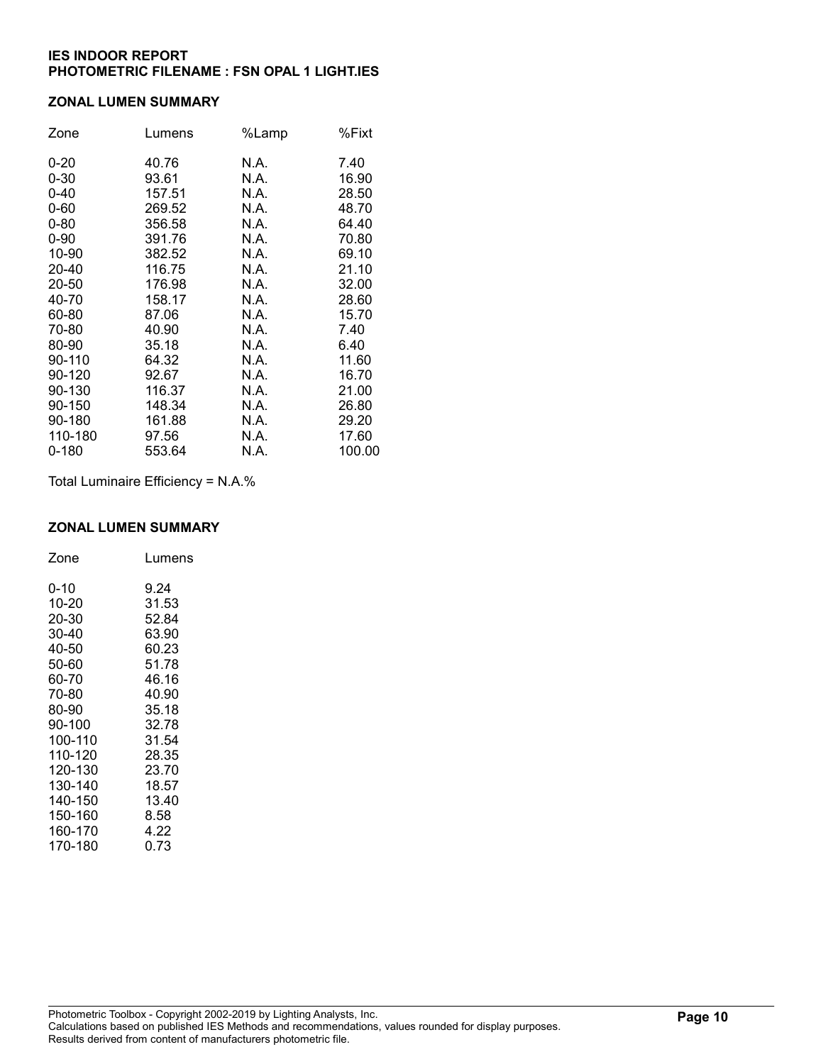**IES INDOOR REPORT**
**PHOTOMETRIC FILENAME : FSN OPAL 1 LIGHT.IES**

## ZONAL LUMEN SUMMARY

| Zone | Lumens | %Lamp | %Fixt |
|---|---|---|---|
| 0-20 | 40.76 | N.A. | 7.40 |
| 0-30 | 93.61 | N.A. | 16.90 |
| 0-40 | 157.51 | N.A. | 28.50 |
| 0-60 | 269.52 | N.A. | 48.70 |
| 0-80 | 356.58 | N.A. | 64.40 |
| 0-90 | 391.76 | N.A. | 70.80 |
| 10-90 | 382.52 | N.A. | 69.10 |
| 20-40 | 116.75 | N.A. | 21.10 |
| 20-50 | 176.98 | N.A. | 32.00 |
| 40-70 | 158.17 | N.A. | 28.60 |
| 60-80 | 87.06 | N.A. | 15.70 |
| 70-80 | 40.90 | N.A. | 7.40 |
| 80-90 | 35.18 | N.A. | 6.40 |
| 90-110 | 64.32 | N.A. | 11.60 |
| 90-120 | 92.67 | N.A. | 16.70 |
| 90-130 | 116.37 | N.A. | 21.00 |
| 90-150 | 148.34 | N.A. | 26.80 |
| 90-180 | 161.88 | N.A. | 29.20 |
| 110-180 | 97.56 | N.A. | 17.60 |
| 0-180 | 553.64 | N.A. | 100.00 |

Total Luminaire Efficiency = N.A.%

## ZONAL LUMEN SUMMARY

| Zone | Lumens |
|---|---|
| 0-10 | 9.24 |
| 10-20 | 31.53 |
| 20-30 | 52.84 |
| 30-40 | 63.90 |
| 40-50 | 60.23 |
| 50-60 | 51.78 |
| 60-70 | 46.16 |
| 70-80 | 40.90 |
| 80-90 | 35.18 |
| 90-100 | 32.78 |
| 100-110 | 31.54 |
| 110-120 | 28.35 |
| 120-130 | 23.70 |
| 130-140 | 18.57 |
| 140-150 | 13.40 |
| 150-160 | 8.58 |
| 160-170 | 4.22 |
| 170-180 | 0.73 |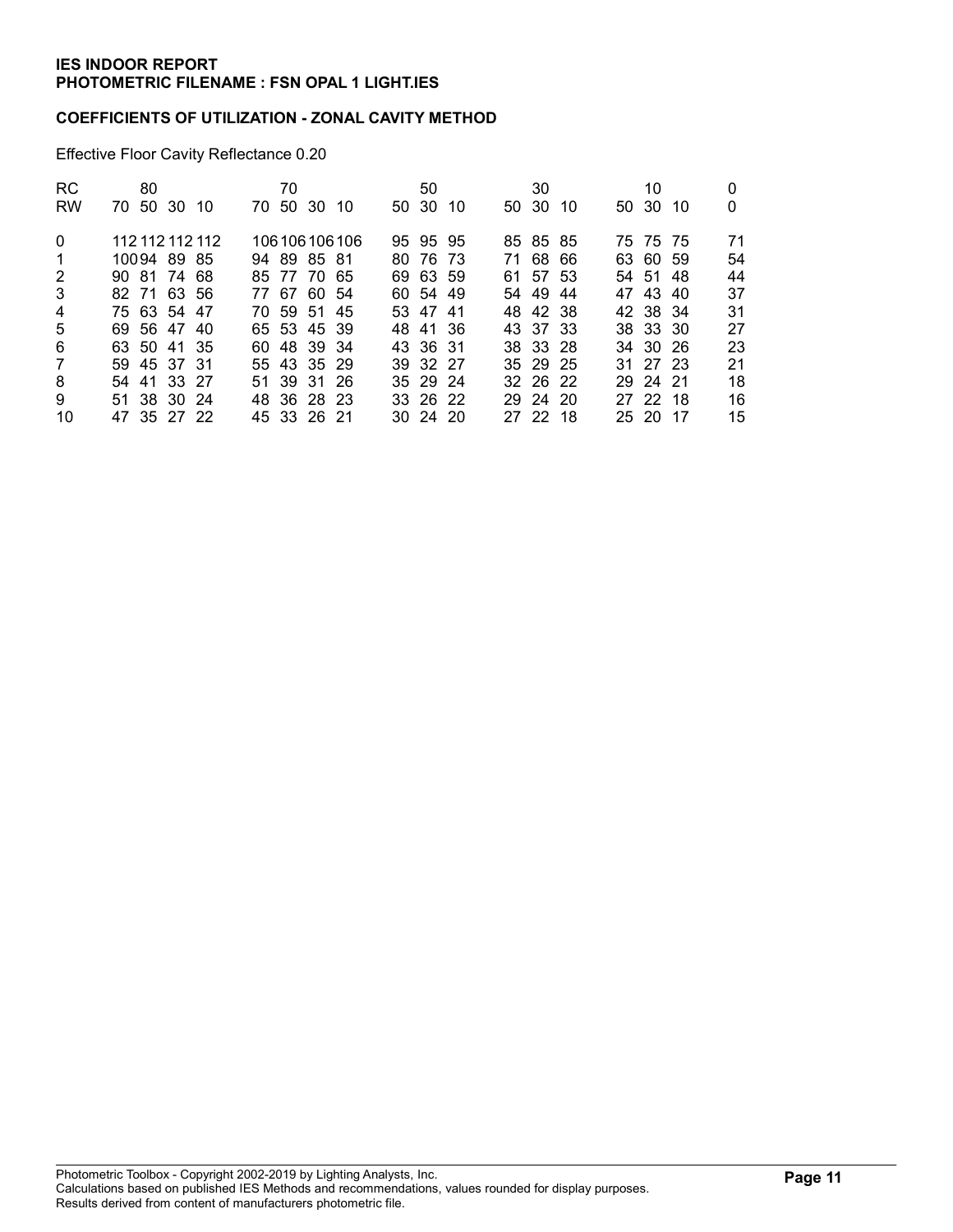**IES INDOOR REPORT**
**PHOTOMETRIC FILENAME : FSN OPAL 1 LIGHT.IES**

## COEFFICIENTS OF UTILIZATION - ZONAL CAVITY METHOD

Effective Floor Cavity Reflectance 0.20

| RC | 80 | | | | 70 | | | | 50 | | | 30 | | | 10 | | | 0 |
|---|---|---|---|---|---|---|---|---|---|---|---|---|---|---|---|---|---|---|
| RW | 70 | 50 | 30 | 10 | 70 | 50 | 30 | 10 | 50 | 30 | 10 | 50 | 30 | 10 | 50 | 30 | 10 | 0 |
| 0 | 112 | 112 | 112 | 112 | 106 | 106 | 106 | 106 | 95 | 95 | 95 | 85 | 85 | 85 | 75 | 75 | 75 | 71 |
| 1 | 100 | 94 | 89 | 85 | 94 | 89 | 85 | 81 | 80 | 76 | 73 | 71 | 68 | 66 | 63 | 60 | 59 | 54 |
| 2 | 90 | 81 | 74 | 68 | 85 | 77 | 70 | 65 | 69 | 63 | 59 | 61 | 57 | 53 | 54 | 51 | 48 | 44 |
| 3 | 82 | 71 | 63 | 56 | 77 | 67 | 60 | 54 | 60 | 54 | 49 | 54 | 49 | 44 | 47 | 43 | 40 | 37 |
| 4 | 75 | 63 | 54 | 47 | 70 | 59 | 51 | 45 | 53 | 47 | 41 | 48 | 42 | 38 | 42 | 38 | 34 | 31 |
| 5 | 69 | 56 | 47 | 40 | 65 | 53 | 45 | 39 | 48 | 41 | 36 | 43 | 37 | 33 | 38 | 33 | 30 | 27 |
| 6 | 63 | 50 | 41 | 35 | 60 | 48 | 39 | 34 | 43 | 36 | 31 | 38 | 33 | 28 | 34 | 30 | 26 | 23 |
| 7 | 59 | 45 | 37 | 31 | 55 | 43 | 35 | 29 | 39 | 32 | 27 | 35 | 29 | 25 | 31 | 27 | 23 | 21 |
| 8 | 54 | 41 | 33 | 27 | 51 | 39 | 31 | 26 | 35 | 29 | 24 | 32 | 26 | 22 | 29 | 24 | 21 | 18 |
| 9 | 51 | 38 | 30 | 24 | 48 | 36 | 28 | 23 | 33 | 26 | 22 | 29 | 24 | 20 | 27 | 22 | 18 | 16 |
| 10 | 47 | 35 | 27 | 22 | 45 | 33 | 26 | 21 | 30 | 24 | 20 | 27 | 22 | 18 | 25 | 20 | 17 | 15 |

Photometric Toolbox - Copyright 2002-2019 by Lighting Analysts, Inc.
Calculations based on published IES Methods and recommendations, values rounded for display purposes.
Results derived from content of manufacturers photometric file.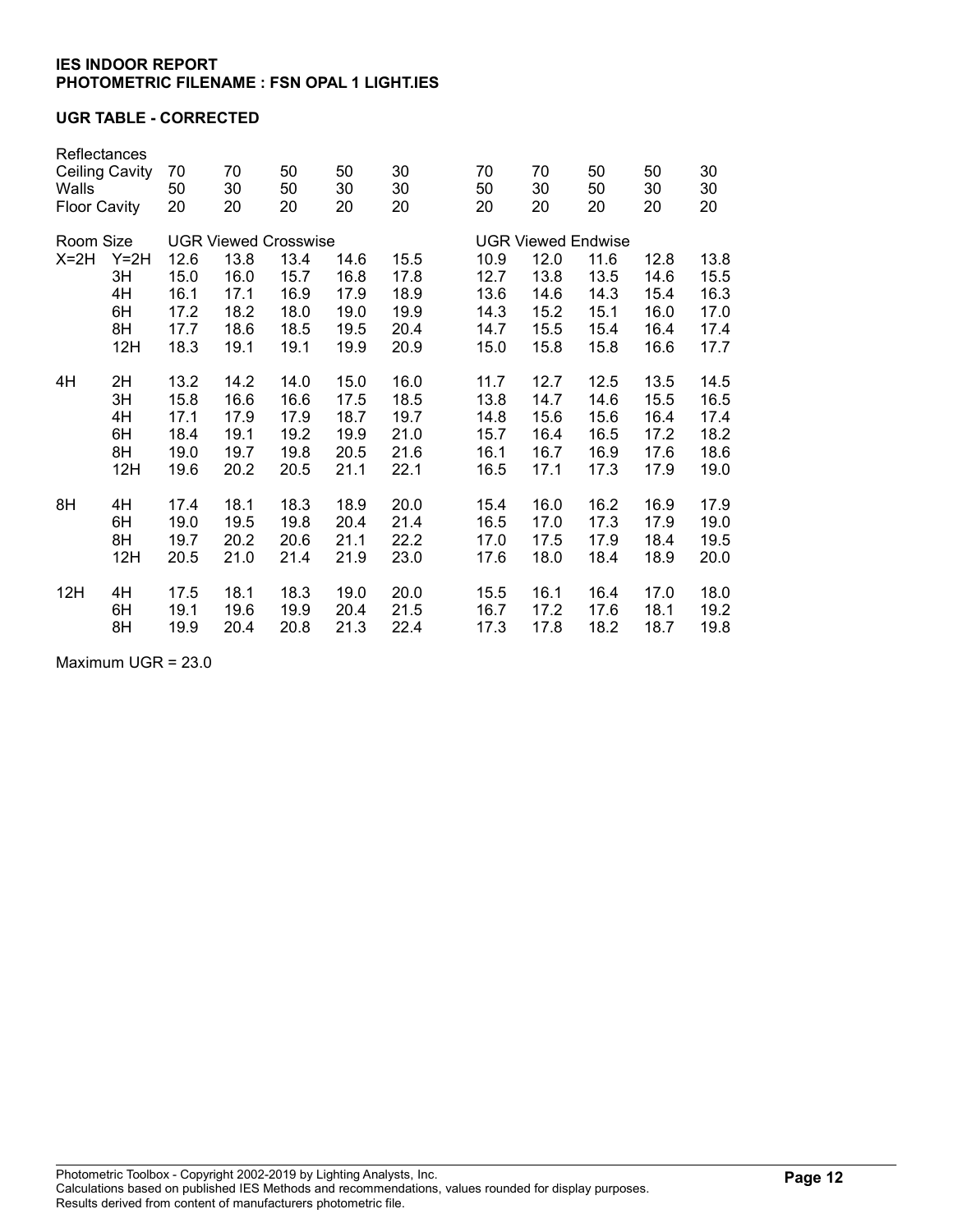**IES INDOOR REPORT**
**PHOTOMETRIC FILENAME : FSN OPAL 1 LIGHT.IES**

**UGR TABLE - CORRECTED**

| Reflectances | | | | | | | | | | | |
|---|---|---|---|---|---|---|---|---|---|---|---|
| Ceiling Cavity | | 70 | 70 | 50 | 50 | 30 | 70 | 70 | 50 | 50 | 30 |
| Walls | | 50 | 30 | 50 | 30 | 30 | 50 | 30 | 50 | 30 | 30 |
| Floor Cavity | | 20 | 20 | 20 | 20 | 20 | 20 | 20 | 20 | 20 | 20 |
| Room Size | | UGR Viewed Crosswise | | | | | UGR Viewed Endwise | | | | |
| X=2H | Y=2H | 12.6 | 13.8 | 13.4 | 14.6 | 15.5 | 10.9 | 12.0 | 11.6 | 12.8 | 13.8 |
| | 3H | 15.0 | 16.0 | 15.7 | 16.8 | 17.8 | 12.7 | 13.8 | 13.5 | 14.6 | 15.5 |
| | 4H | 16.1 | 17.1 | 16.9 | 17.9 | 18.9 | 13.6 | 14.6 | 14.3 | 15.4 | 16.3 |
| | 6H | 17.2 | 18.2 | 18.0 | 19.0 | 19.9 | 14.3 | 15.2 | 15.1 | 16.0 | 17.0 |
| | 8H | 17.7 | 18.6 | 18.5 | 19.5 | 20.4 | 14.7 | 15.5 | 15.4 | 16.4 | 17.4 |
| | 12H | 18.3 | 19.1 | 19.1 | 19.9 | 20.9 | 15.0 | 15.8 | 15.8 | 16.6 | 17.7 |
| 4H | 2H | 13.2 | 14.2 | 14.0 | 15.0 | 16.0 | 11.7 | 12.7 | 12.5 | 13.5 | 14.5 |
| | 3H | 15.8 | 16.6 | 16.6 | 17.5 | 18.5 | 13.8 | 14.7 | 14.6 | 15.5 | 16.5 |
| | 4H | 17.1 | 17.9 | 17.9 | 18.7 | 19.7 | 14.8 | 15.6 | 15.6 | 16.4 | 17.4 |
| | 6H | 18.4 | 19.1 | 19.2 | 19.9 | 21.0 | 15.7 | 16.4 | 16.5 | 17.2 | 18.2 |
| | 8H | 19.0 | 19.7 | 19.8 | 20.5 | 21.6 | 16.1 | 16.7 | 16.9 | 17.6 | 18.6 |
| | 12H | 19.6 | 20.2 | 20.5 | 21.1 | 22.1 | 16.5 | 17.1 | 17.3 | 17.9 | 19.0 |
| 8H | 4H | 17.4 | 18.1 | 18.3 | 18.9 | 20.0 | 15.4 | 16.0 | 16.2 | 16.9 | 17.9 |
| | 6H | 19.0 | 19.5 | 19.8 | 20.4 | 21.4 | 16.5 | 17.0 | 17.3 | 17.9 | 19.0 |
| | 8H | 19.7 | 20.2 | 20.6 | 21.1 | 22.2 | 17.0 | 17.5 | 17.9 | 18.4 | 19.5 |
| | 12H | 20.5 | 21.0 | 21.4 | 21.9 | 23.0 | 17.6 | 18.0 | 18.4 | 18.9 | 20.0 |
| 12H | 4H | 17.5 | 18.1 | 18.3 | 19.0 | 20.0 | 15.5 | 16.1 | 16.4 | 17.0 | 18.0 |
| | 6H | 19.1 | 19.6 | 19.9 | 20.4 | 21.5 | 16.7 | 17.2 | 17.6 | 18.1 | 19.2 |
| | 8H | 19.9 | 20.4 | 20.8 | 21.3 | 22.4 | 17.3 | 17.8 | 18.2 | 18.7 | 19.8 |

Maximum UGR = 23.0

Photometric Toolbox - Copyright 2002-2019 by Lighting Analysts, Inc.
Calculations based on published IES Methods and recommendations, values rounded for display purposes.
Results derived from content of manufacturers photometric file.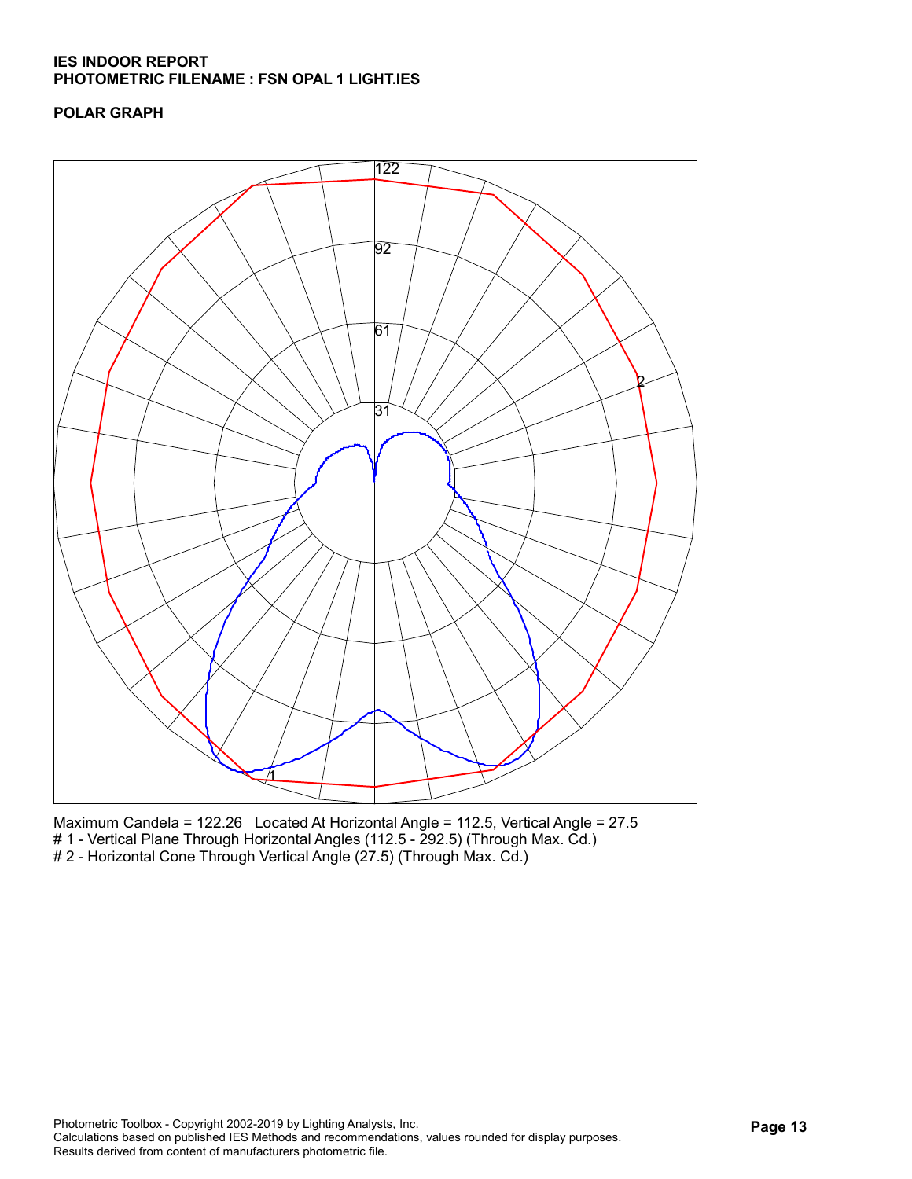**IES INDOOR REPORT**
**PHOTOMETRIC FILENAME : FSN OPAL 1 LIGHT.IES**

**POLAR GRAPH**

122
92
61
31
2
1

Maximum Candela = 122.26 Located At Horizontal Angle = 112.5, Vertical Angle = 27.5
# 1 - Vertical Plane Through Horizontal Angles (112.5 - 292.5) (Through Max. Cd.)
# 2 - Horizontal Cone Through Vertical Angle (27.5) (Through Max. Cd.)

Photometric Toolbox - Copyright 2002-2019 by Lighting Analysts, Inc.
Calculations based on published IES Methods and recommendations, values rounded for display purposes.
Results derived from content of manufacturers photometric file.